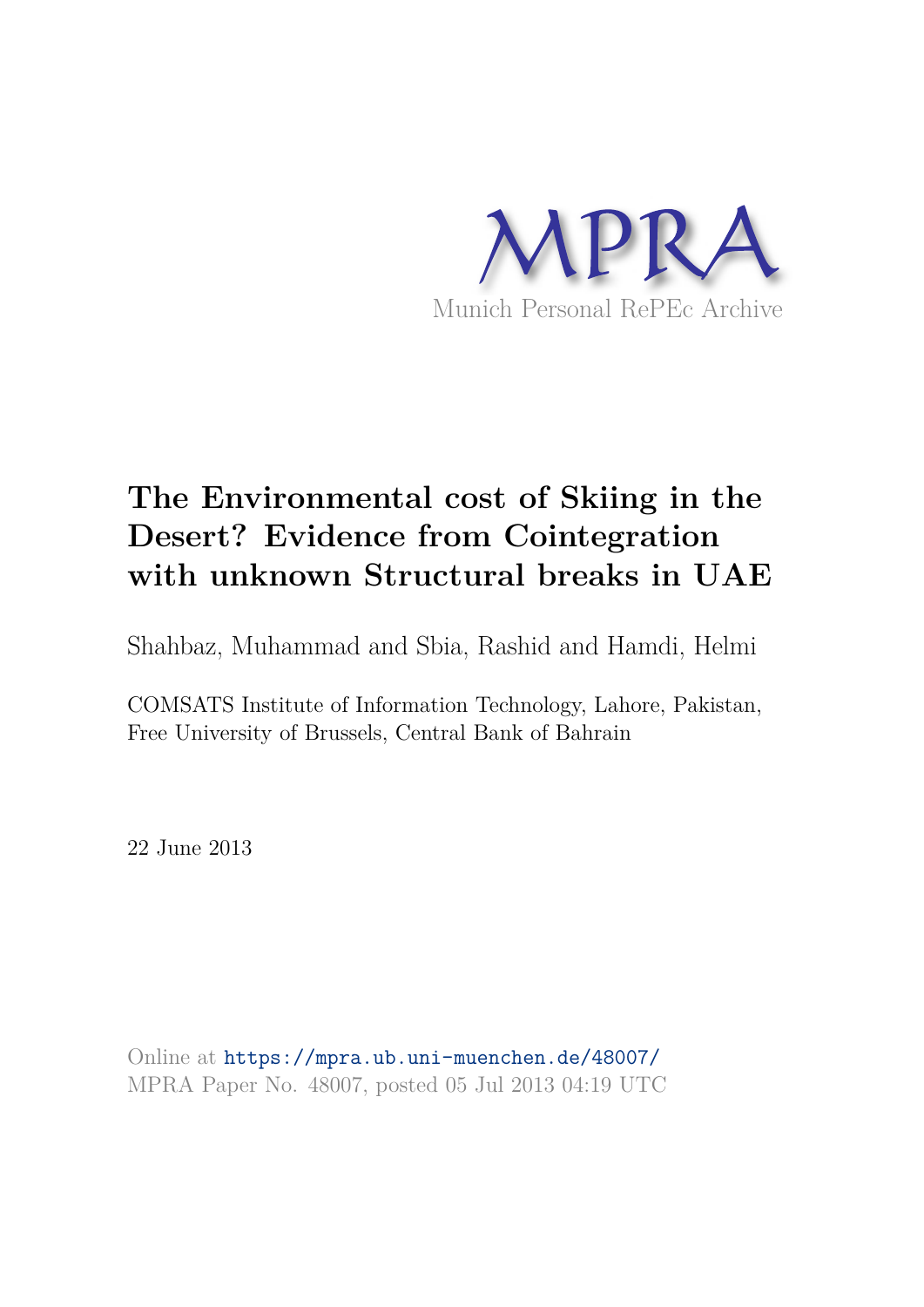MPRA

Munich Personal RePEc Archive

# The Environmental cost of Skiing in the Desert? Evidence from Cointegration with unknown Structural breaks in UAE

Shahbaz, Muhammad and Sbia, Rashid and Hamdi, Helmi

COMSATS Institute of Information Technology, Lahore, Pakistan, Free University of Brussels, Central Bank of Bahrain

22 June 2013

Online at https://mpra.ub.uni-muenchen.de/48007/
MPRA Paper No. 48007, posted 05 Jul 2013 04:19 UTC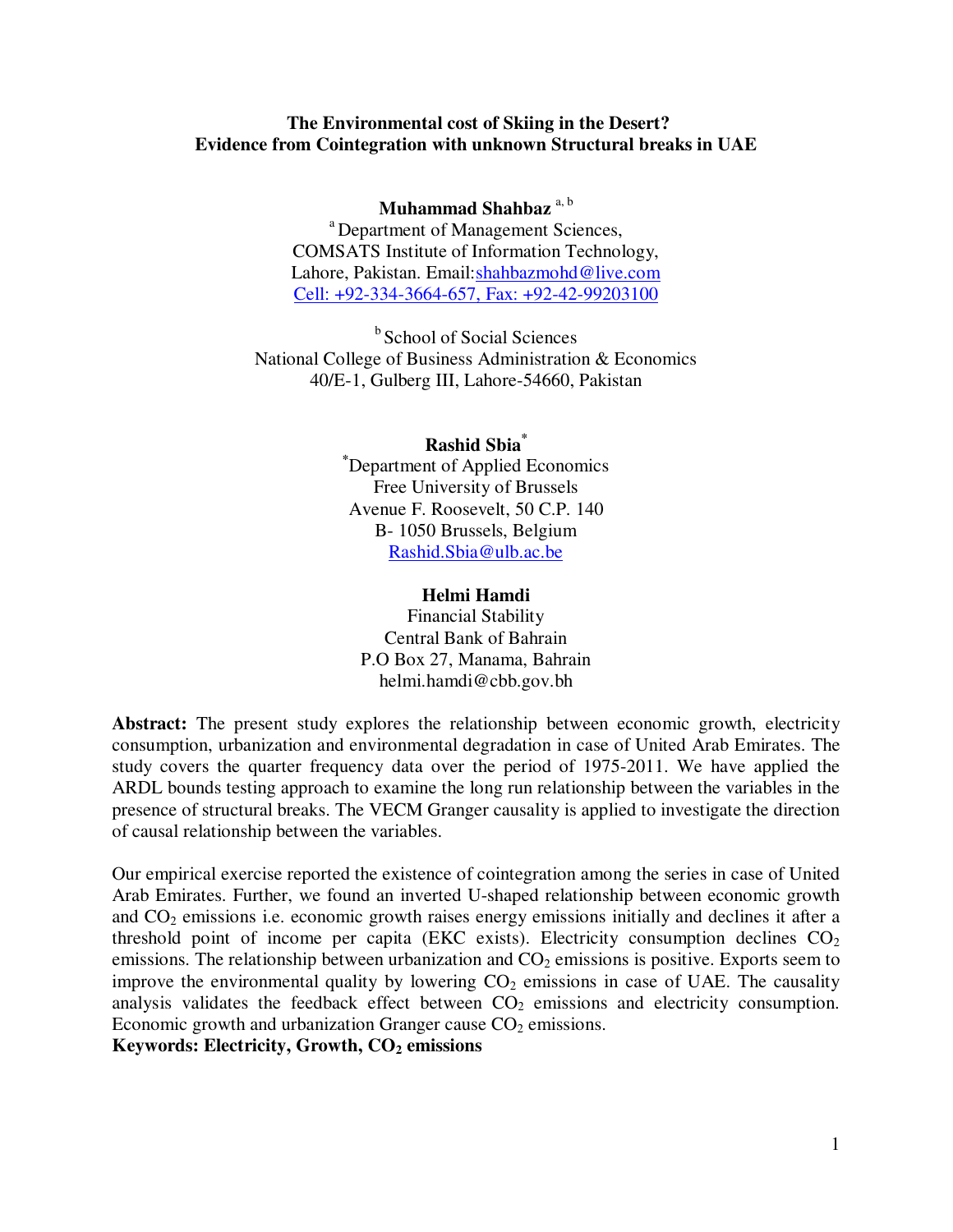**The Environmental cost of Skiing in the Desert?**
**Evidence from Cointegration with unknown Structural breaks in UAE**

**Muhammad Shahbaz** [a, b]
[a] Department of Management Sciences,
COMSATS Institute of Information Technology,
Lahore, Pakistan. Email:shahbazmohd@live.com
Cell: +92-334-3664-657, Fax: +92-42-99203100

[b] School of Social Sciences
National College of Business Administration & Economics
40/E-1, Gulberg III, Lahore-54660, Pakistan

**Rashid Sbia** [*]
[*] Department of Applied Economics
Free University of Brussels
Avenue F. Roosevelt, 50 C.P. 140
B- 1050 Brussels, Belgium
Rashid.Sbia@ulb.ac.be

**Helmi Hamdi**
Financial Stability
Central Bank of Bahrain
P.O Box 27, Manama, Bahrain
helmi.hamdi@cbb.gov.bh

**Abstract:** The present study explores the relationship between economic growth, electricity consumption, urbanization and environmental degradation in case of United Arab Emirates. The study covers the quarter frequency data over the period of 1975-2011. We have applied the ARDL bounds testing approach to examine the long run relationship between the variables in the presence of structural breaks. The VECM Granger causality is applied to investigate the direction of causal relationship between the variables.

Our empirical exercise reported the existence of cointegration among the series in case of United Arab Emirates. Further, we found an inverted U-shaped relationship between economic growth and $CO_2$ emissions i.e. economic growth raises energy emissions initially and declines it after a threshold point of income per capita (EKC exists). Electricity consumption declines $CO_2$ emissions. The relationship between urbanization and $CO_2$ emissions is positive. Exports seem to improve the environmental quality by lowering $CO_2$ emissions in case of UAE. The causality analysis validates the feedback effect between $CO_2$ emissions and electricity consumption. Economic growth and urbanization Granger cause $CO_2$ emissions.

**Keywords: Electricity, Growth, $CO_2$ emissions**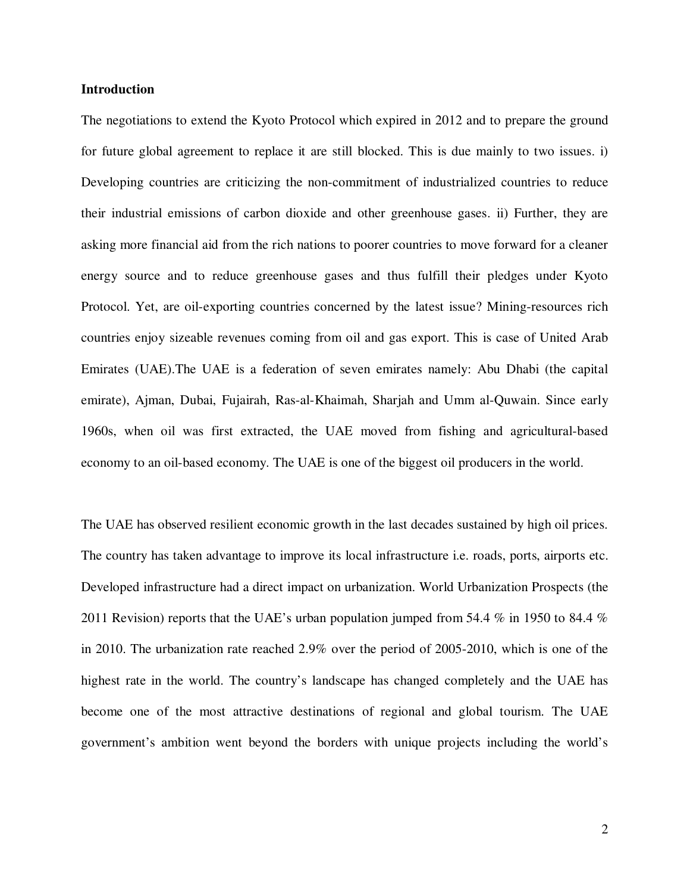## Introduction

The negotiations to extend the Kyoto Protocol which expired in 2012 and to prepare the ground for future global agreement to replace it are still blocked. This is due mainly to two issues. i) Developing countries are criticizing the non-commitment of industrialized countries to reduce their industrial emissions of carbon dioxide and other greenhouse gases. ii) Further, they are asking more financial aid from the rich nations to poorer countries to move forward for a cleaner energy source and to reduce greenhouse gases and thus fulfill their pledges under Kyoto Protocol. Yet, are oil-exporting countries concerned by the latest issue? Mining-resources rich countries enjoy sizeable revenues coming from oil and gas export. This is case of United Arab Emirates (UAE).The UAE is a federation of seven emirates namely: Abu Dhabi (the capital emirate), Ajman, Dubai, Fujairah, Ras-al-Khaimah, Sharjah and Umm al-Quwain. Since early 1960s, when oil was first extracted, the UAE moved from fishing and agricultural-based economy to an oil-based economy. The UAE is one of the biggest oil producers in the world.

The UAE has observed resilient economic growth in the last decades sustained by high oil prices. The country has taken advantage to improve its local infrastructure i.e. roads, ports, airports etc. Developed infrastructure had a direct impact on urbanization. World Urbanization Prospects (the 2011 Revision) reports that the UAE's urban population jumped from 54.4 % in 1950 to 84.4 % in 2010. The urbanization rate reached 2.9% over the period of 2005-2010, which is one of the highest rate in the world. The country's landscape has changed completely and the UAE has become one of the most attractive destinations of regional and global tourism. The UAE government's ambition went beyond the borders with unique projects including the world's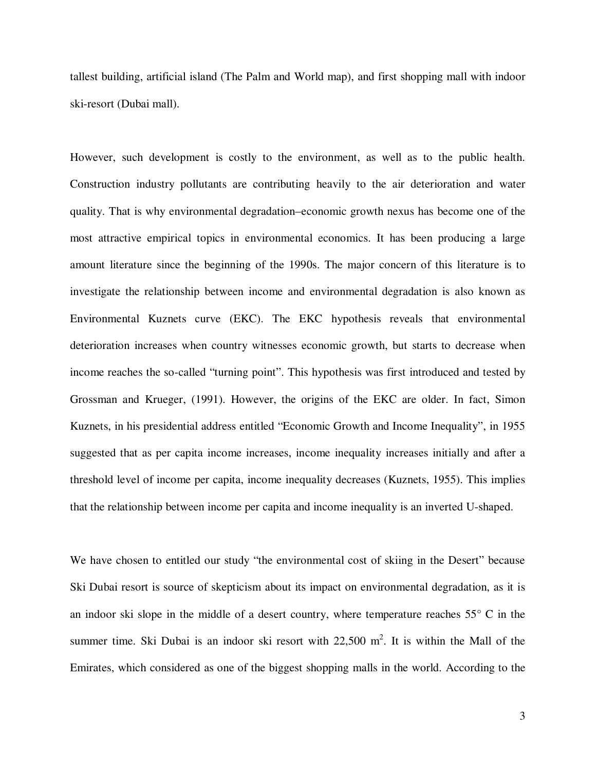tallest building, artificial island (The Palm and World map), and first shopping mall with indoor ski-resort (Dubai mall).

However, such development is costly to the environment, as well as to the public health. Construction industry pollutants are contributing heavily to the air deterioration and water quality. That is why environmental degradation–economic growth nexus has become one of the most attractive empirical topics in environmental economics. It has been producing a large amount literature since the beginning of the 1990s. The major concern of this literature is to investigate the relationship between income and environmental degradation is also known as Environmental Kuznets curve (EKC). The EKC hypothesis reveals that environmental deterioration increases when country witnesses economic growth, but starts to decrease when income reaches the so-called "turning point". This hypothesis was first introduced and tested by Grossman and Krueger, (1991). However, the origins of the EKC are older. In fact, Simon Kuznets, in his presidential address entitled "Economic Growth and Income Inequality", in 1955 suggested that as per capita income increases, income inequality increases initially and after a threshold level of income per capita, income inequality decreases (Kuznets, 1955). This implies that the relationship between income per capita and income inequality is an inverted U-shaped.

We have chosen to entitled our study "the environmental cost of skiing in the Desert" because Ski Dubai resort is source of skepticism about its impact on environmental degradation, as it is an indoor ski slope in the middle of a desert country, where temperature reaches 55° C in the summer time. Ski Dubai is an indoor ski resort with 22,500 $m^2$. It is within the Mall of the Emirates, which considered as one of the biggest shopping malls in the world. According to the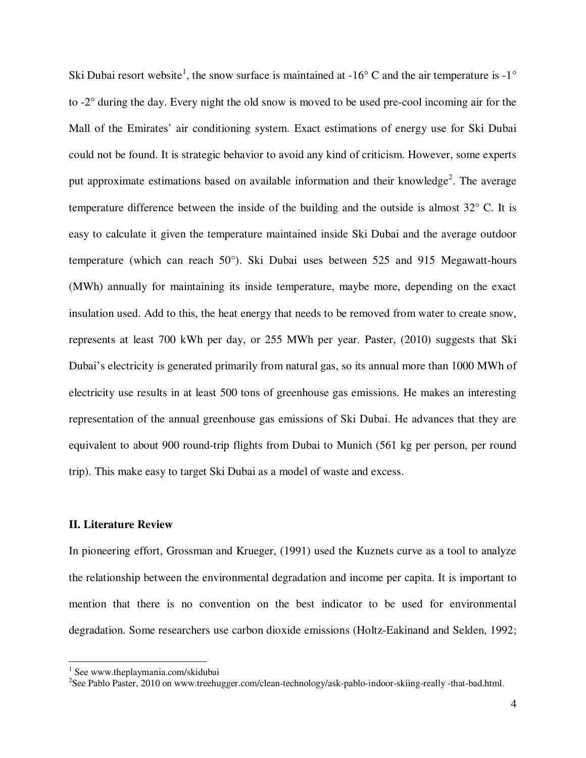Ski Dubai resort website[1], the snow surface is maintained at -16° C and the air temperature is -1° to -2° during the day. Every night the old snow is moved to be used pre-cool incoming air for the Mall of the Emirates' air conditioning system. Exact estimations of energy use for Ski Dubai could not be found. It is strategic behavior to avoid any kind of criticism. However, some experts put approximate estimations based on available information and their knowledge[2]. The average temperature difference between the inside of the building and the outside is almost 32° C. It is easy to calculate it given the temperature maintained inside Ski Dubai and the average outdoor temperature (which can reach 50°). Ski Dubai uses between 525 and 915 Megawatt-hours (MWh) annually for maintaining its inside temperature, maybe more, depending on the exact insulation used. Add to this, the heat energy that needs to be removed from water to create snow, represents at least 700 kWh per day, or 255 MWh per year. Paster, (2010) suggests that Ski Dubai's electricity is generated primarily from natural gas, so its annual more than 1000 MWh of electricity use results in at least 500 tons of greenhouse gas emissions. He makes an interesting representation of the annual greenhouse gas emissions of Ski Dubai. He advances that they are equivalent to about 900 round-trip flights from Dubai to Munich (561 kg per person, per round trip). This make easy to target Ski Dubai as a model of waste and excess.

## II. Literature Review

In pioneering effort, Grossman and Krueger, (1991) used the Kuznets curve as a tool to analyze the relationship between the environmental degradation and income per capita. It is important to mention that there is no convention on the best indicator to be used for environmental degradation. Some researchers use carbon dioxide emissions (Holtz-Eakinand and Selden, 1992;

[1] See www.theplaymania.com/skidubai

[2] See Pablo Paster, 2010 on www.treehugger.com/clean-technology/ask-pablo-indoor-skiing-really -that-bad.html.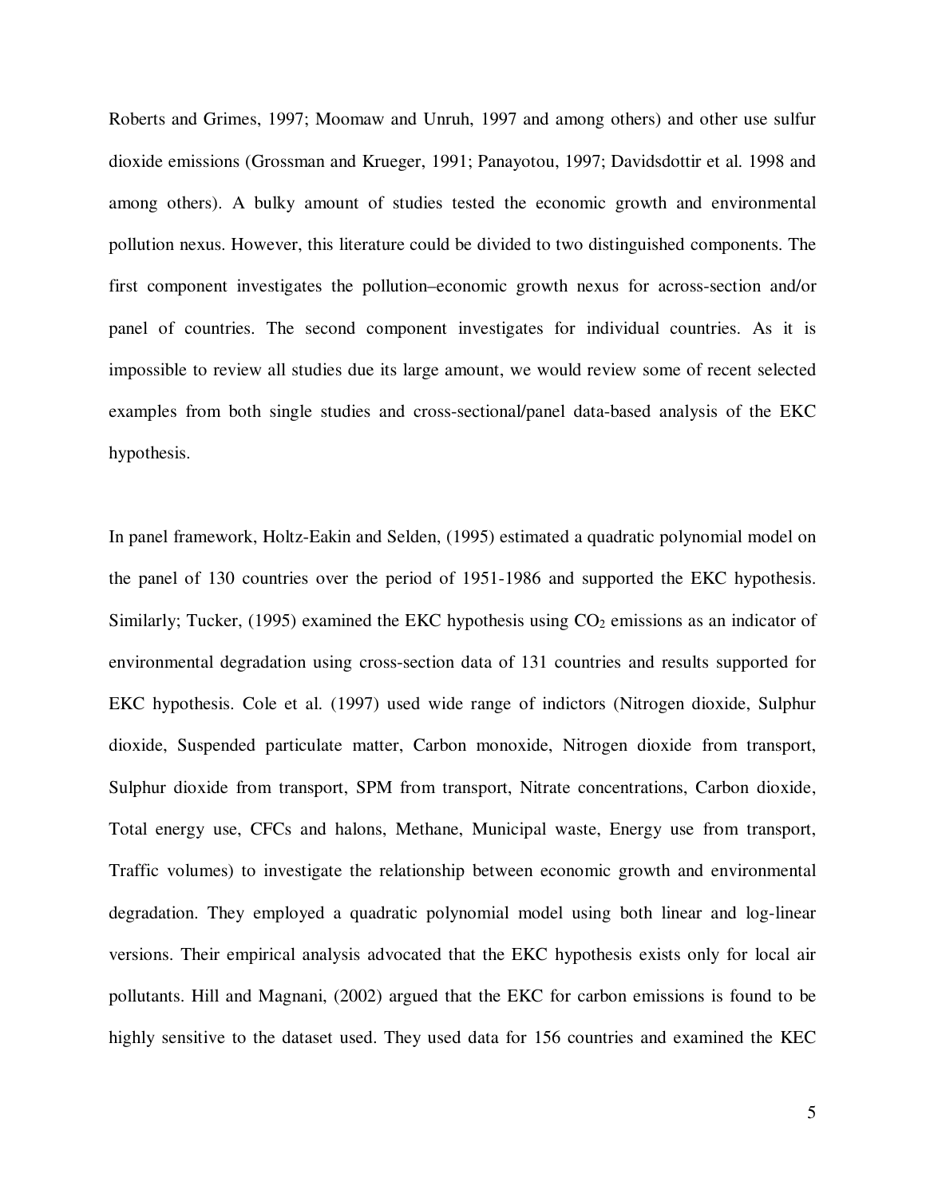Roberts and Grimes, 1997; Moomaw and Unruh, 1997 and among others) and other use sulfur dioxide emissions (Grossman and Krueger, 1991; Panayotou, 1997; Davidsdottir et al. 1998 and among others). A bulky amount of studies tested the economic growth and environmental pollution nexus. However, this literature could be divided to two distinguished components. The first component investigates the pollution–economic growth nexus for across-section and/or panel of countries. The second component investigates for individual countries. As it is impossible to review all studies due its large amount, we would review some of recent selected examples from both single studies and cross-sectional/panel data-based analysis of the EKC hypothesis.

In panel framework, Holtz-Eakin and Selden, (1995) estimated a quadratic polynomial model on the panel of 130 countries over the period of 1951-1986 and supported the EKC hypothesis. Similarly; Tucker, (1995) examined the EKC hypothesis using $CO_2$ emissions as an indicator of environmental degradation using cross-section data of 131 countries and results supported for EKC hypothesis. Cole et al. (1997) used wide range of indictors (Nitrogen dioxide, Sulphur dioxide, Suspended particulate matter, Carbon monoxide, Nitrogen dioxide from transport, Sulphur dioxide from transport, SPM from transport, Nitrate concentrations, Carbon dioxide, Total energy use, CFCs and halons, Methane, Municipal waste, Energy use from transport, Traffic volumes) to investigate the relationship between economic growth and environmental degradation. They employed a quadratic polynomial model using both linear and log-linear versions. Their empirical analysis advocated that the EKC hypothesis exists only for local air pollutants. Hill and Magnani, (2002) argued that the EKC for carbon emissions is found to be highly sensitive to the dataset used. They used data for 156 countries and examined the KEC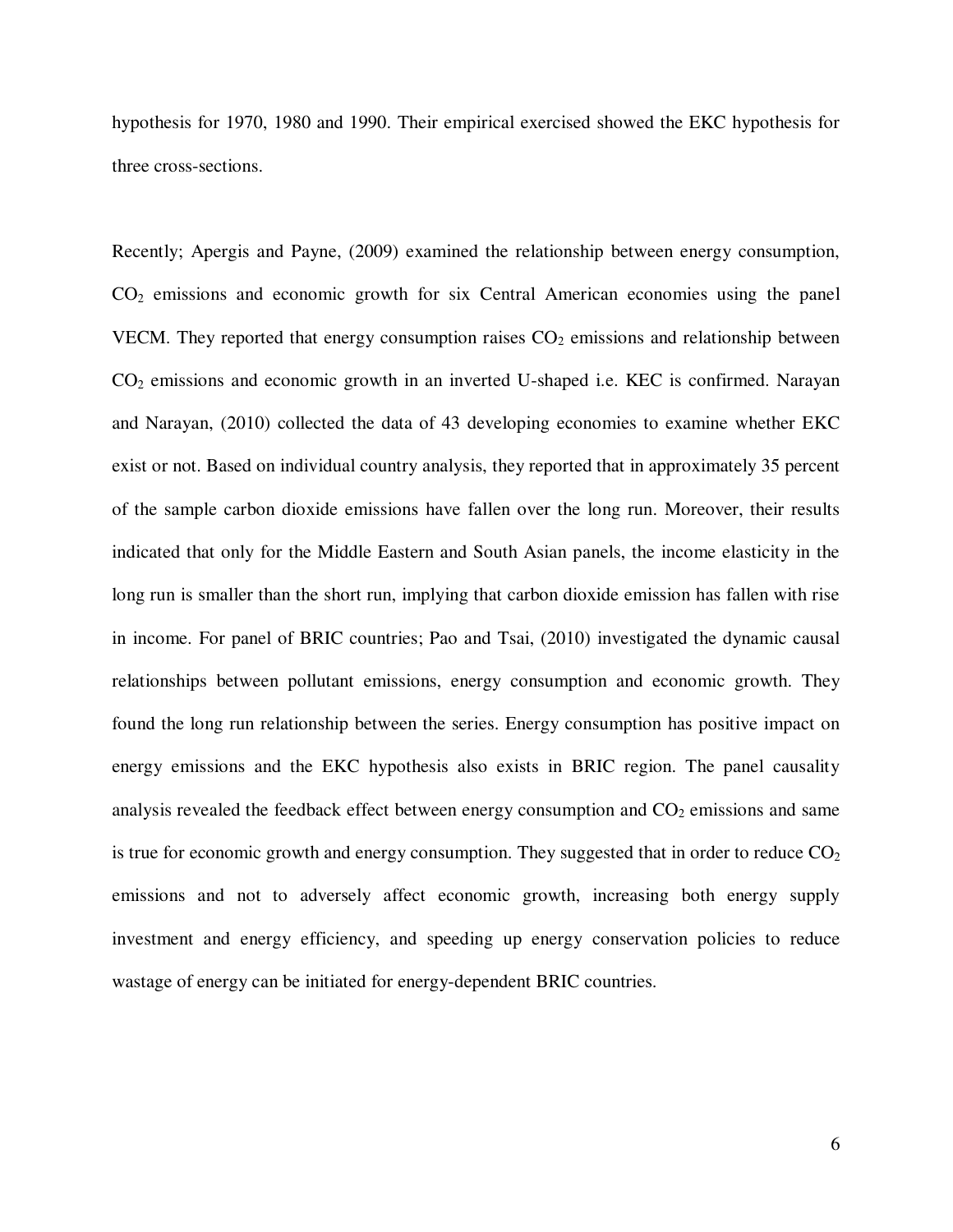hypothesis for 1970, 1980 and 1990. Their empirical exercised showed the EKC hypothesis for three cross-sections.

Recently; Apergis and Payne, (2009) examined the relationship between energy consumption, $CO_2$ emissions and economic growth for six Central American economies using the panel VECM. They reported that energy consumption raises $CO_2$ emissions and relationship between $CO_2$ emissions and economic growth in an inverted U-shaped i.e. KEC is confirmed. Narayan and Narayan, (2010) collected the data of 43 developing economies to examine whether EKC exist or not. Based on individual country analysis, they reported that in approximately 35 percent of the sample carbon dioxide emissions have fallen over the long run. Moreover, their results indicated that only for the Middle Eastern and South Asian panels, the income elasticity in the long run is smaller than the short run, implying that carbon dioxide emission has fallen with rise in income. For panel of BRIC countries; Pao and Tsai, (2010) investigated the dynamic causal relationships between pollutant emissions, energy consumption and economic growth. They found the long run relationship between the series. Energy consumption has positive impact on energy emissions and the EKC hypothesis also exists in BRIC region. The panel causality analysis revealed the feedback effect between energy consumption and $CO_2$ emissions and same is true for economic growth and energy consumption. They suggested that in order to reduce $CO_2$ emissions and not to adversely affect economic growth, increasing both energy supply investment and energy efficiency, and speeding up energy conservation policies to reduce wastage of energy can be initiated for energy-dependent BRIC countries.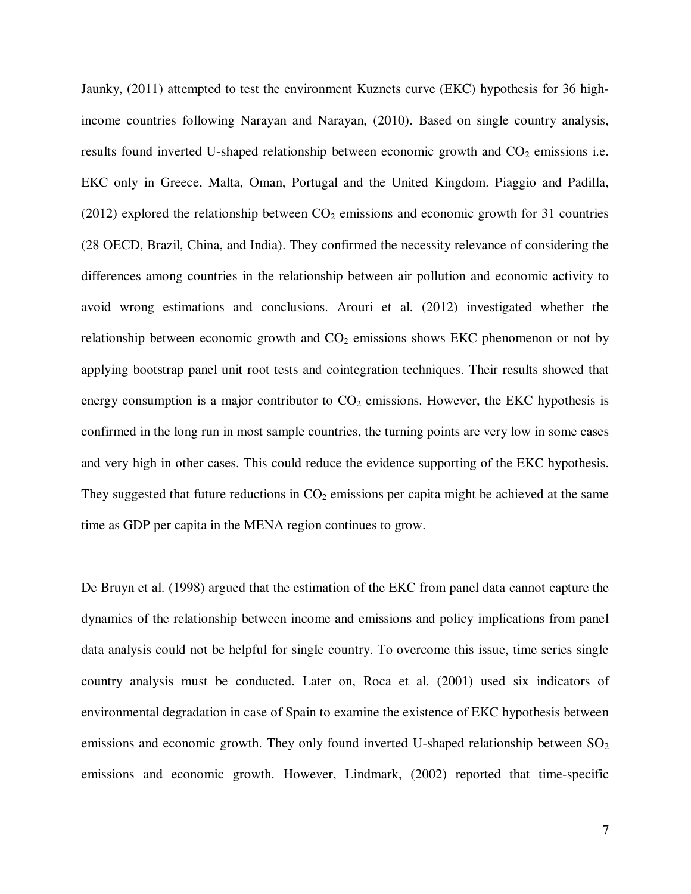Jaunky, (2011) attempted to test the environment Kuznets curve (EKC) hypothesis for 36 high-income countries following Narayan and Narayan, (2010). Based on single country analysis, results found inverted U-shaped relationship between economic growth and $CO_2$ emissions i.e. EKC only in Greece, Malta, Oman, Portugal and the United Kingdom. Piaggio and Padilla, (2012) explored the relationship between $CO_2$ emissions and economic growth for 31 countries (28 OECD, Brazil, China, and India). They confirmed the necessity relevance of considering the differences among countries in the relationship between air pollution and economic activity to avoid wrong estimations and conclusions. Arouri et al. (2012) investigated whether the relationship between economic growth and $CO_2$ emissions shows EKC phenomenon or not by applying bootstrap panel unit root tests and cointegration techniques. Their results showed that energy consumption is a major contributor to $CO_2$ emissions. However, the EKC hypothesis is confirmed in the long run in most sample countries, the turning points are very low in some cases and very high in other cases. This could reduce the evidence supporting of the EKC hypothesis. They suggested that future reductions in $CO_2$ emissions per capita might be achieved at the same time as GDP per capita in the MENA region continues to grow.

De Bruyn et al. (1998) argued that the estimation of the EKC from panel data cannot capture the dynamics of the relationship between income and emissions and policy implications from panel data analysis could not be helpful for single country. To overcome this issue, time series single country analysis must be conducted. Later on, Roca et al. (2001) used six indicators of environmental degradation in case of Spain to examine the existence of EKC hypothesis between emissions and economic growth. They only found inverted U-shaped relationship between $SO_2$ emissions and economic growth. However, Lindmark, (2002) reported that time-specific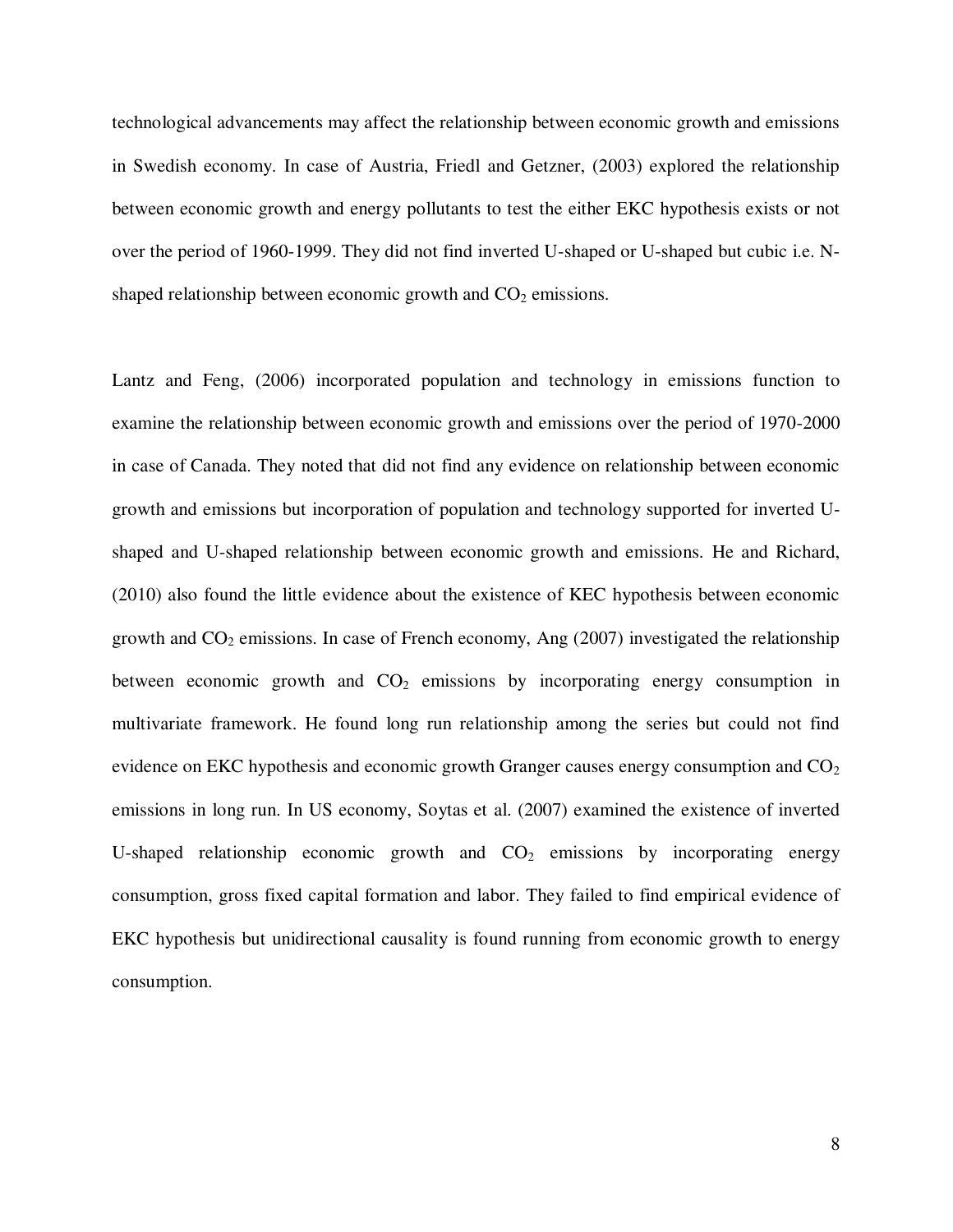technological advancements may affect the relationship between economic growth and emissions in Swedish economy. In case of Austria, Friedl and Getzner, (2003) explored the relationship between economic growth and energy pollutants to test the either EKC hypothesis exists or not over the period of 1960-1999. They did not find inverted U-shaped or U-shaped but cubic i.e. N-shaped relationship between economic growth and $CO_2$ emissions.

Lantz and Feng, (2006) incorporated population and technology in emissions function to examine the relationship between economic growth and emissions over the period of 1970-2000 in case of Canada. They noted that did not find any evidence on relationship between economic growth and emissions but incorporation of population and technology supported for inverted U-shaped and U-shaped relationship between economic growth and emissions. He and Richard, (2010) also found the little evidence about the existence of KEC hypothesis between economic growth and $CO_2$ emissions. In case of French economy, Ang (2007) investigated the relationship between economic growth and $CO_2$ emissions by incorporating energy consumption in multivariate framework. He found long run relationship among the series but could not find evidence on EKC hypothesis and economic growth Granger causes energy consumption and $CO_2$ emissions in long run. In US economy, Soytas et al. (2007) examined the existence of inverted U-shaped relationship economic growth and $CO_2$ emissions by incorporating energy consumption, gross fixed capital formation and labor. They failed to find empirical evidence of EKC hypothesis but unidirectional causality is found running from economic growth to energy consumption.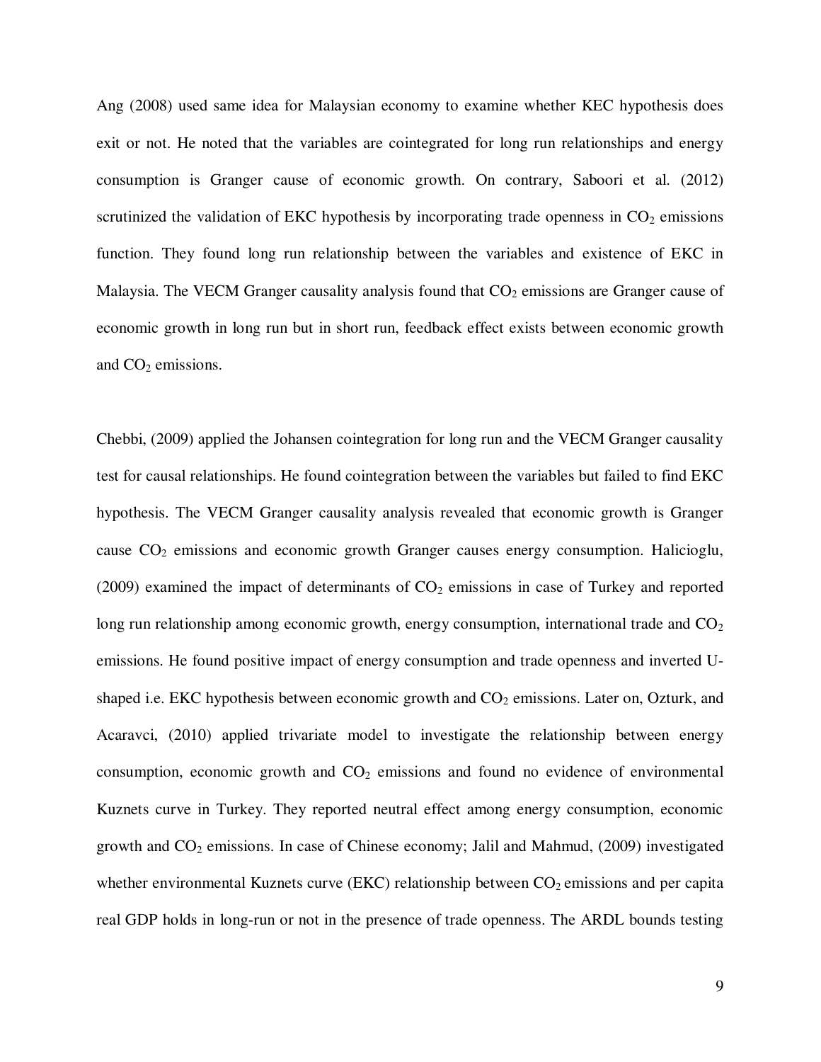Ang (2008) used same idea for Malaysian economy to examine whether KEC hypothesis does exit or not. He noted that the variables are cointegrated for long run relationships and energy consumption is Granger cause of economic growth. On contrary, Saboori et al. (2012) scrutinized the validation of EKC hypothesis by incorporating trade openness in $CO_2$ emissions function. They found long run relationship between the variables and existence of EKC in Malaysia. The VECM Granger causality analysis found that $CO_2$ emissions are Granger cause of economic growth in long run but in short run, feedback effect exists between economic growth and $CO_2$ emissions.

Chebbi, (2009) applied the Johansen cointegration for long run and the VECM Granger causality test for causal relationships. He found cointegration between the variables but failed to find EKC hypothesis. The VECM Granger causality analysis revealed that economic growth is Granger cause $CO_2$ emissions and economic growth Granger causes energy consumption. Halicioglu, (2009) examined the impact of determinants of $CO_2$ emissions in case of Turkey and reported long run relationship among economic growth, energy consumption, international trade and $CO_2$ emissions. He found positive impact of energy consumption and trade openness and inverted U-shaped i.e. EKC hypothesis between economic growth and $CO_2$ emissions. Later on, Ozturk, and Acaravci, (2010) applied trivariate model to investigate the relationship between energy consumption, economic growth and $CO_2$ emissions and found no evidence of environmental Kuznets curve in Turkey. They reported neutral effect among energy consumption, economic growth and $CO_2$ emissions. In case of Chinese economy; Jalil and Mahmud, (2009) investigated whether environmental Kuznets curve (EKC) relationship between $CO_2$ emissions and per capita real GDP holds in long-run or not in the presence of trade openness. The ARDL bounds testing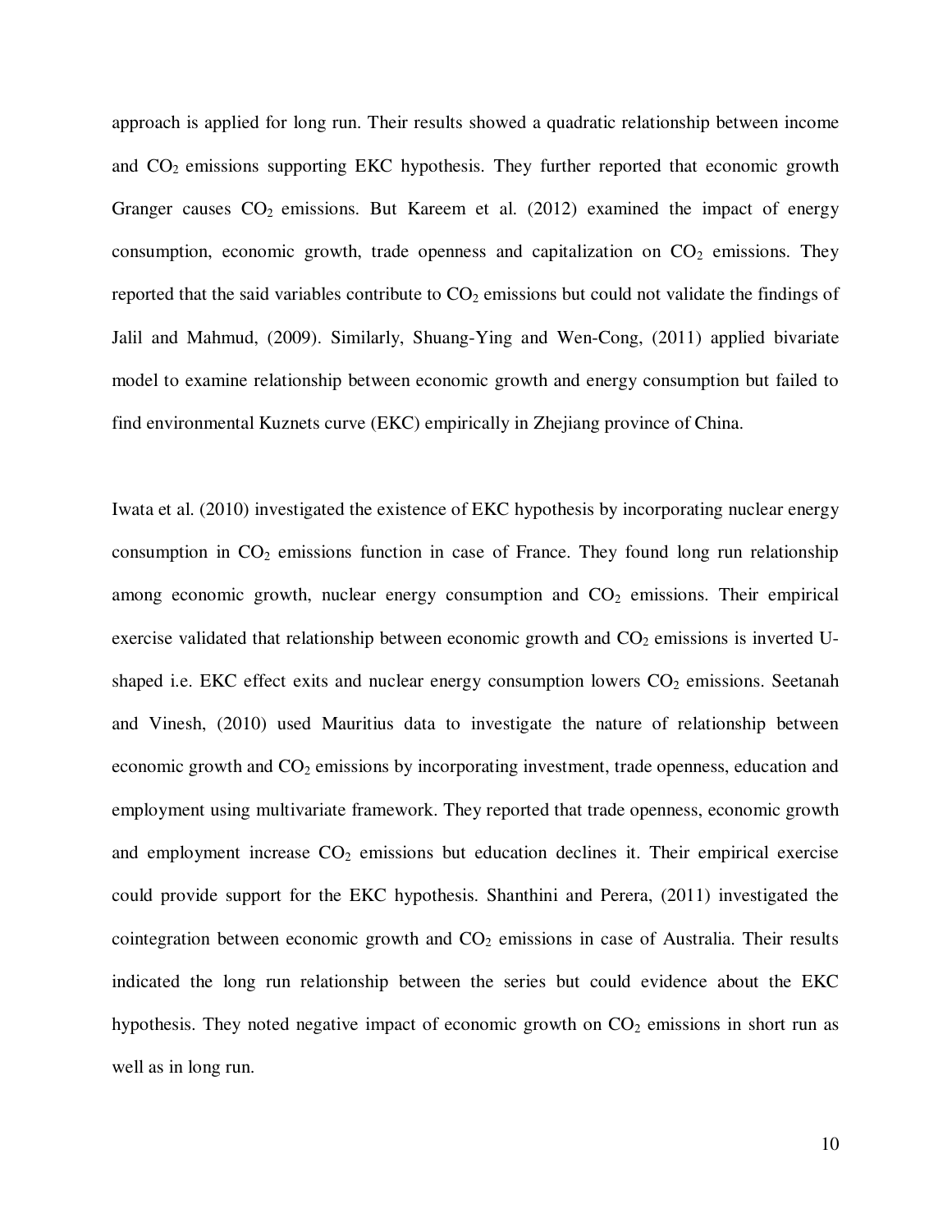approach is applied for long run. Their results showed a quadratic relationship between income and $CO_2$ emissions supporting EKC hypothesis. They further reported that economic growth Granger causes $CO_2$ emissions. But Kareem et al. (2012) examined the impact of energy consumption, economic growth, trade openness and capitalization on $CO_2$ emissions. They reported that the said variables contribute to $CO_2$ emissions but could not validate the findings of Jalil and Mahmud, (2009). Similarly, Shuang-Ying and Wen-Cong, (2011) applied bivariate model to examine relationship between economic growth and energy consumption but failed to find environmental Kuznets curve (EKC) empirically in Zhejiang province of China.

Iwata et al. (2010) investigated the existence of EKC hypothesis by incorporating nuclear energy consumption in $CO_2$ emissions function in case of France. They found long run relationship among economic growth, nuclear energy consumption and $CO_2$ emissions. Their empirical exercise validated that relationship between economic growth and $CO_2$ emissions is inverted U-shaped i.e. EKC effect exits and nuclear energy consumption lowers $CO_2$ emissions. Seetanah and Vinesh, (2010) used Mauritius data to investigate the nature of relationship between economic growth and $CO_2$ emissions by incorporating investment, trade openness, education and employment using multivariate framework. They reported that trade openness, economic growth and employment increase $CO_2$ emissions but education declines it. Their empirical exercise could provide support for the EKC hypothesis. Shanthini and Perera, (2011) investigated the cointegration between economic growth and $CO_2$ emissions in case of Australia. Their results indicated the long run relationship between the series but could evidence about the EKC hypothesis. They noted negative impact of economic growth on $CO_2$ emissions in short run as well as in long run.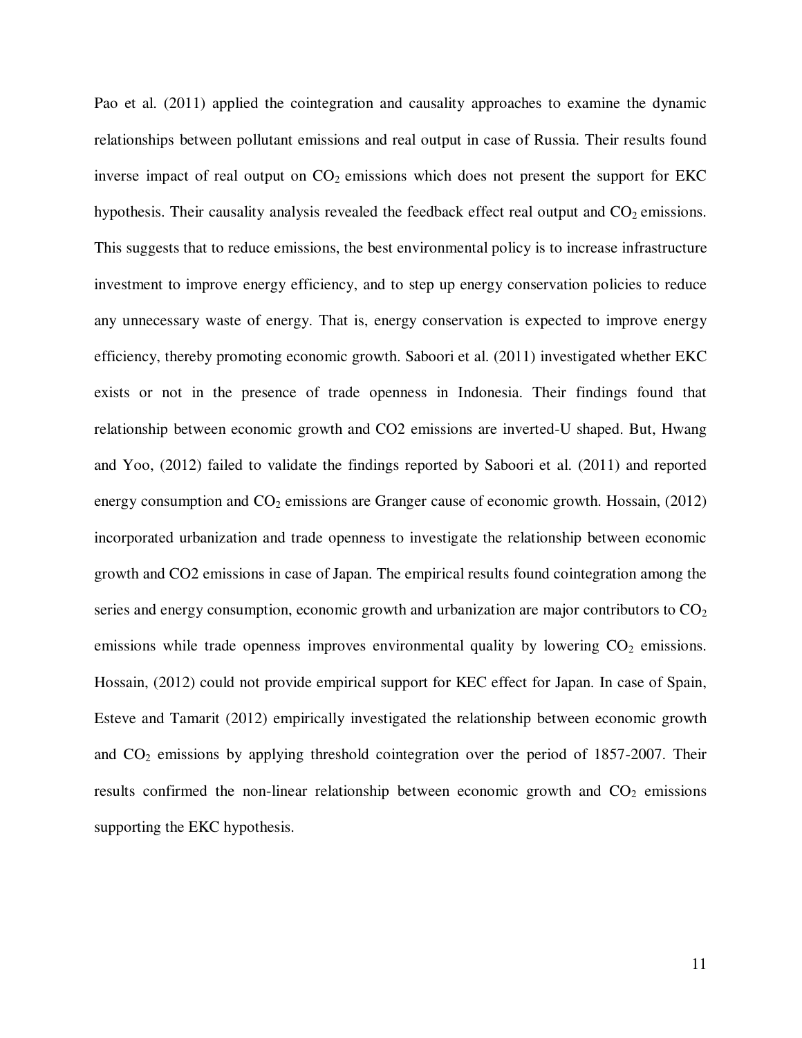Pao et al. (2011) applied the cointegration and causality approaches to examine the dynamic relationships between pollutant emissions and real output in case of Russia. Their results found inverse impact of real output on $CO_2$ emissions which does not present the support for EKC hypothesis. Their causality analysis revealed the feedback effect real output and $CO_2$ emissions. This suggests that to reduce emissions, the best environmental policy is to increase infrastructure investment to improve energy efficiency, and to step up energy conservation policies to reduce any unnecessary waste of energy. That is, energy conservation is expected to improve energy efficiency, thereby promoting economic growth. Saboori et al. (2011) investigated whether EKC exists or not in the presence of trade openness in Indonesia. Their findings found that relationship between economic growth and CO2 emissions are inverted-U shaped. But, Hwang and Yoo, (2012) failed to validate the findings reported by Saboori et al. (2011) and reported energy consumption and $CO_2$ emissions are Granger cause of economic growth. Hossain, (2012) incorporated urbanization and trade openness to investigate the relationship between economic growth and CO2 emissions in case of Japan. The empirical results found cointegration among the series and energy consumption, economic growth and urbanization are major contributors to $CO_2$ emissions while trade openness improves environmental quality by lowering $CO_2$ emissions. Hossain, (2012) could not provide empirical support for KEC effect for Japan. In case of Spain, Esteve and Tamarit (2012) empirically investigated the relationship between economic growth and $CO_2$ emissions by applying threshold cointegration over the period of 1857-2007. Their results confirmed the non-linear relationship between economic growth and $CO_2$ emissions supporting the EKC hypothesis.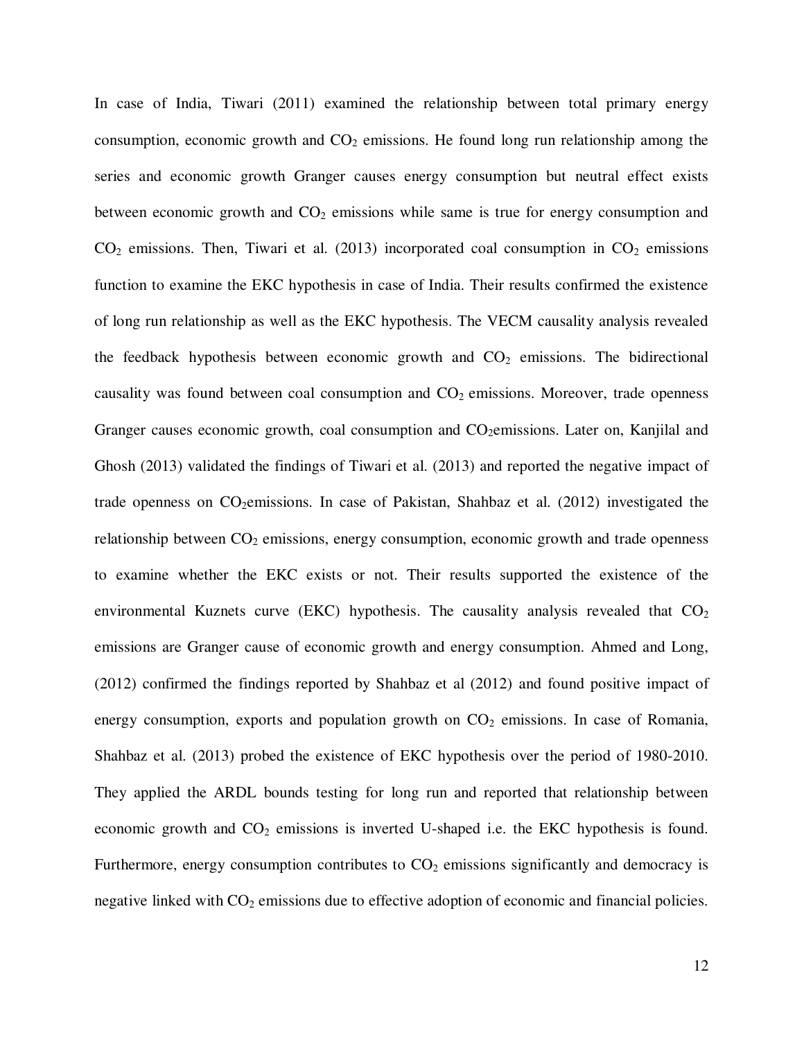In case of India, Tiwari (2011) examined the relationship between total primary energy consumption, economic growth and $CO_2$ emissions. He found long run relationship among the series and economic growth Granger causes energy consumption but neutral effect exists between economic growth and $CO_2$ emissions while same is true for energy consumption and $CO_2$ emissions. Then, Tiwari et al. (2013) incorporated coal consumption in $CO_2$ emissions function to examine the EKC hypothesis in case of India. Their results confirmed the existence of long run relationship as well as the EKC hypothesis. The VECM causality analysis revealed the feedback hypothesis between economic growth and $CO_2$ emissions. The bidirectional causality was found between coal consumption and $CO_2$ emissions. Moreover, trade openness Granger causes economic growth, coal consumption and $CO_2$emissions. Later on, Kanjilal and Ghosh (2013) validated the findings of Tiwari et al. (2013) and reported the negative impact of trade openness on $CO_2$emissions. In case of Pakistan, Shahbaz et al. (2012) investigated the relationship between $CO_2$ emissions, energy consumption, economic growth and trade openness to examine whether the EKC exists or not. Their results supported the existence of the environmental Kuznets curve (EKC) hypothesis. The causality analysis revealed that $CO_2$ emissions are Granger cause of economic growth and energy consumption. Ahmed and Long, (2012) confirmed the findings reported by Shahbaz et al (2012) and found positive impact of energy consumption, exports and population growth on $CO_2$ emissions. In case of Romania, Shahbaz et al. (2013) probed the existence of EKC hypothesis over the period of 1980-2010. They applied the ARDL bounds testing for long run and reported that relationship between economic growth and $CO_2$ emissions is inverted U-shaped i.e. the EKC hypothesis is found. Furthermore, energy consumption contributes to $CO_2$ emissions significantly and democracy is negative linked with $CO_2$ emissions due to effective adoption of economic and financial policies.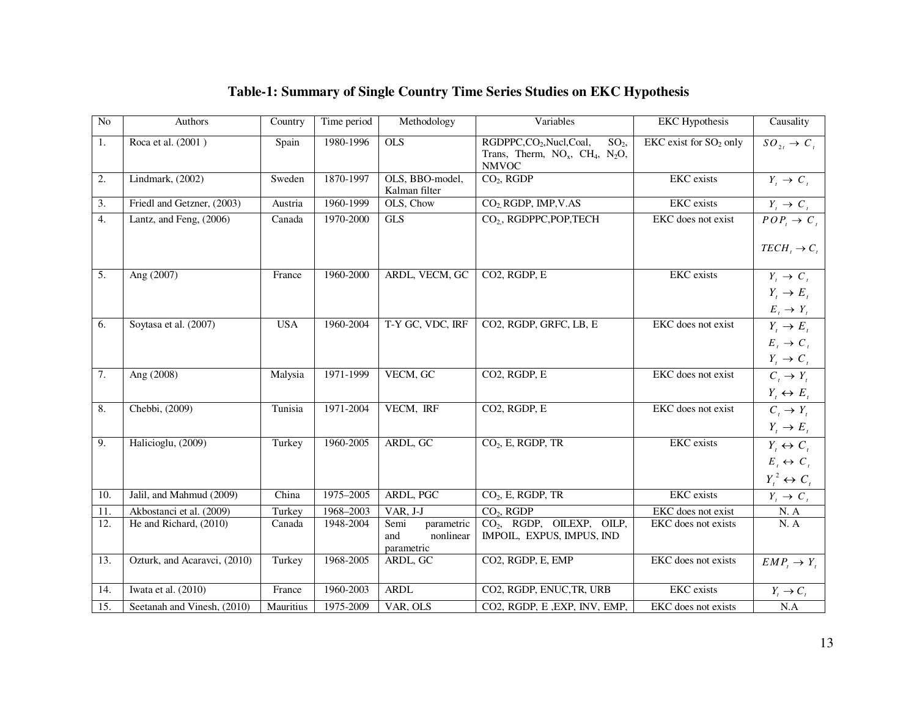## Table-1: Summary of Single Country Time Series Studies on EKC Hypothesis

| No | Authors | Country | Time period | Methodology | Variables | EKC Hypothesis | Causality |
|---|---|---|---|---|---|---|---|
| 1. | Roca et al. (2001 ) | Spain | 1980-1996 | OLS | RGDPPC, $CO_2$, Nucl, Coal, $SO_2$, Trans, Therm, $NO_x$, $CH_4$, $N_2O$, NMVOC | EKC exist for $SO_2$ only | $SO_{2t} \rightarrow C_t$ |
| 2. | Lindmark, (2002) | Sweden | 1870-1997 | OLS, BBO-model, Kalman filter | $CO_2$, RGDP | EKC exists | $Y_t \rightarrow C_t$ |
| 3. | Friedl and Getzner, (2003) | Austria | 1960-1999 | OLS, Chow | $CO_2$, RGDP, IMP, V.AS | EKC exists | $Y_t \rightarrow C_t$ |
| 4. | Lantz, and Feng, (2006) | Canada | 1970-2000 | GLS | $CO_2$, RGDPPC, POP, TECH | EKC does not exist | $POP_t \rightarrow C_t$ <br> $TECH_t \rightarrow C_t$ |
| 5. | Ang (2007) | France | 1960-2000 | ARDL, VECM, GC | CO2, RGDP, E | EKC exists | $Y_t \rightarrow C_t$ <br> $Y_t \rightarrow E_t$ <br> $E_t \rightarrow Y_t$ |
| 6. | Soytasa et al. (2007) | USA | 1960-2004 | T-Y GC, VDC, IRF | CO2, RGDP, GRFC, LB, E | EKC does not exist | $Y_t \rightarrow E_t$ <br> $E_t \rightarrow C_t$ <br> $Y_t \rightarrow C_t$ |
| 7. | Ang (2008) | Malysia | 1971-1999 | VECM, GC | CO2, RGDP, E | EKC does not exist | $C_t \rightarrow Y_t$ <br> $Y_t \leftrightarrow E_t$ |
| 8. | Chebbi, (2009) | Tunisia | 1971-2004 | VECM, IRF | CO2, RGDP, E | EKC does not exist | $C_t \rightarrow Y_t$ <br> $Y_t \rightarrow E_t$ |
| 9. | Halicioglu, (2009) | Turkey | 1960-2005 | ARDL, GC | $CO_2$, E, RGDP, TR | EKC exists | $Y_t \leftrightarrow C_t$ <br> $E_t \leftrightarrow C_t$ <br> $Y_t^2 \leftrightarrow C_t$ |
| 10. | Jalil, and Mahmud (2009) | China | 1975–2005 | ARDL, PGC | $CO_2$, E, RGDP, TR | EKC exists | $Y_t \rightarrow C_t$ |
| 11. | Akbostanci et al. (2009) | Turkey | 1968–2003 | VAR, J-J | $CO_2$, RGDP | EKC does not exist | N. A |
| 12. | He and Richard, (2010) | Canada | 1948-2004 | Semi parametric and nonlinear parametric | $CO_2$, RGDP, OILEXP, OILP, IMPOIL, EXPUS, IMPUS, IND | EKC does not exists | N. A |
| 13. | Ozturk, and Acaravci, (2010) | Turkey | 1968-2005 | ARDL, GC | CO2, RGDP, E, EMP | EKC does not exists | $EMP_t \rightarrow Y_t$ |
| 14. | Iwata et al. (2010) | France | 1960-2003 | ARDL | CO2, RGDP, ENUC, TR, URB | EKC exists | $Y_t \rightarrow C_t$ |
| 15. | Seetanah and Vinesh, (2010) | Mauritius | 1975-2009 | VAR, OLS | CO2, RGDP, E ,EXP, INV, EMP, | EKC does not exists | N.A |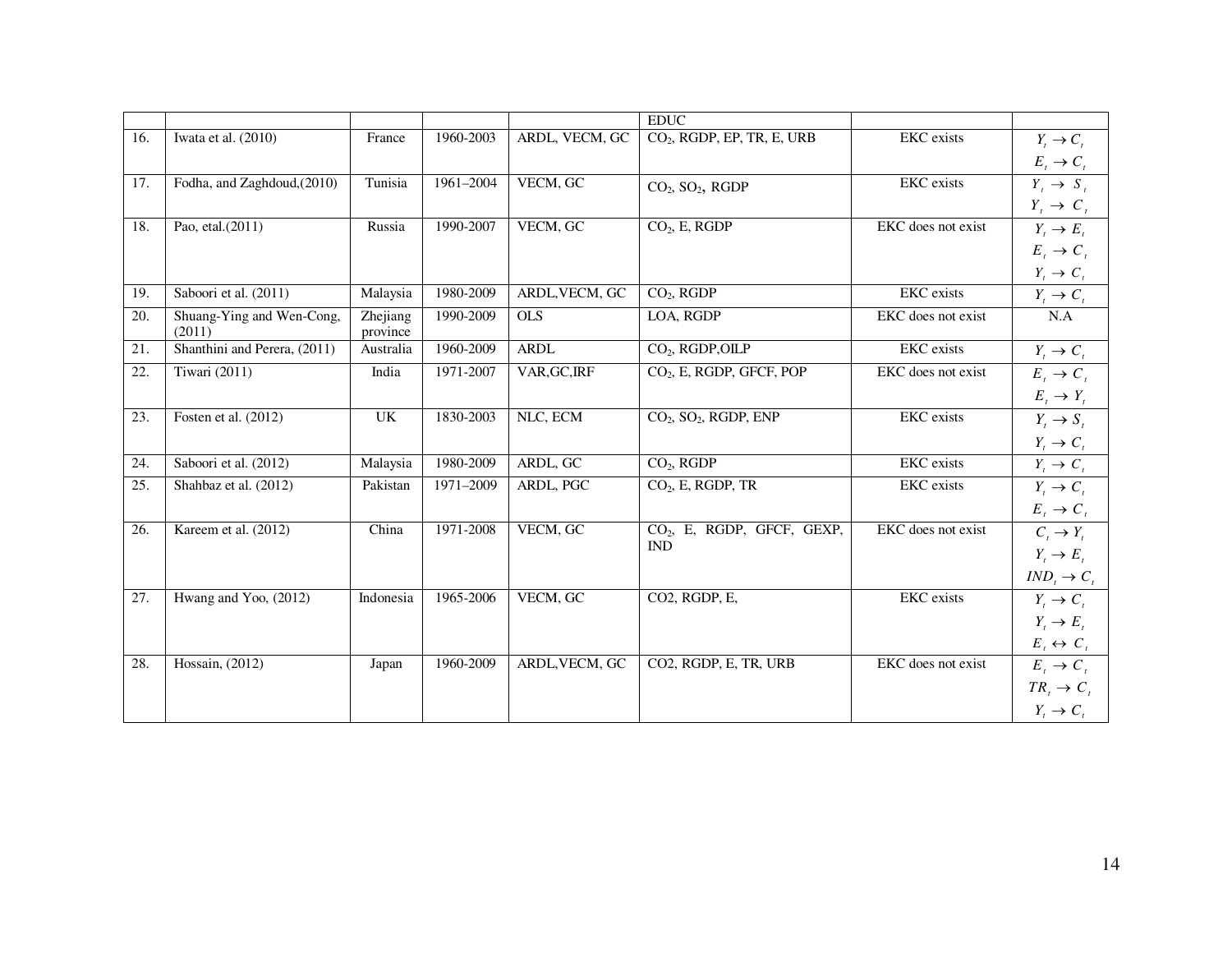| | | | | | EDUC | | |
|---|---|---|---|---|---|---|---|
| 16. | Iwata et al. (2010) | France | 1960-2003 | ARDL, VECM, GC | $CO_2$, RGDP, EP, TR, E, URB | EKC exists | $Y_t \rightarrow C_t$ $E_t \rightarrow C_t$ |
| 17. | Fodha, and Zaghdoud,(2010) | Tunisia | 1961–2004 | VECM, GC | $CO_2$, $SO_2$, RGDP | EKC exists | $Y_t \rightarrow S_t$ $Y_t \rightarrow C_t$ |
| 18. | Pao, etal.(2011) | Russia | 1990-2007 | VECM, GC | $CO_2$, E, RGDP | EKC does not exist | $Y_t \rightarrow E_t$ $E_t \rightarrow C_t$ $Y_t \rightarrow C_t$ |
| 19. | Saboori et al. (2011) | Malaysia | 1980-2009 | ARDL,VECM, GC | $CO_2$, RGDP | EKC exists | $Y_t \rightarrow C_t$ |
| 20. | Shuang-Ying and Wen-Cong, (2011) | Zhejiang province | 1990-2009 | OLS | LOA, RGDP | EKC does not exist | N.A |
| 21. | Shanthini and Perera, (2011) | Australia | 1960-2009 | ARDL | $CO_2$, RGDP,OILP | EKC exists | $Y_t \rightarrow C_t$ |
| 22. | Tiwari (2011) | India | 1971-2007 | VAR,GC,IRF | $CO_2$, E, RGDP, GFCF, POP | EKC does not exist | $E_t \rightarrow C_t$ $E_t \rightarrow Y_t$ |
| 23. | Fosten et al. (2012) | UK | 1830-2003 | NLC, ECM | $CO_2$, $SO_2$, RGDP, ENP | EKC exists | $Y_t \rightarrow S_t$ $Y_t \rightarrow C_t$ |
| 24. | Saboori et al. (2012) | Malaysia | 1980-2009 | ARDL, GC | $CO_2$, RGDP | EKC exists | $Y_t \rightarrow C_t$ |
| 25. | Shahbaz et al. (2012) | Pakistan | 1971–2009 | ARDL, PGC | $CO_2$, E, RGDP, TR | EKC exists | $Y_t \rightarrow C_t$ $E_t \rightarrow C_t$ |
| 26. | Kareem et al. (2012) | China | 1971-2008 | VECM, GC | $CO_2$, E, RGDP, GFCF, GEXP, IND | EKC does not exist | $C_t \rightarrow Y_t$ $Y_t \rightarrow E_t$ $IND_t \rightarrow C_t$ |
| 27. | Hwang and Yoo, (2012) | Indonesia | 1965-2006 | VECM, GC | CO2, RGDP, E, | EKC exists | $Y_t \rightarrow C_t$ $Y_t \rightarrow E_t$ $E_t \leftrightarrow C_t$ |
| 28. | Hossain, (2012) | Japan | 1960-2009 | ARDL,VECM, GC | CO2, RGDP, E, TR, URB | EKC does not exist | $E_t \rightarrow C_t$ $TR_t \rightarrow C_t$ $Y_t \rightarrow C_t$ |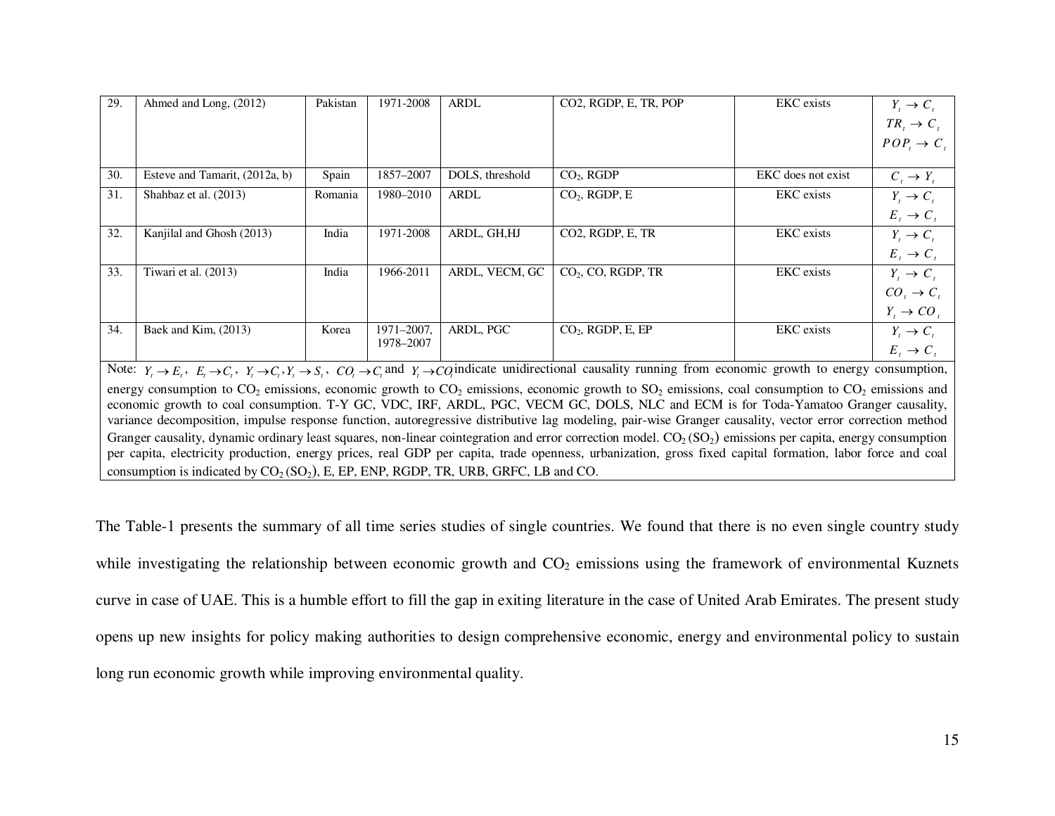| 29. | Ahmed and Long, (2012) | Pakistan | 1971-2008 | ARDL | CO2, RGDP, E, TR, POP | EKC exists | $Y_t \rightarrow C_t$ <br> $TR_t \rightarrow C_t$ <br> $POP_t \rightarrow C_t$ |
|---|---|---|---|---|---|---|---|
| 30. | Esteve and Tamarit, (2012a, b) | Spain | 1857–2007 | DOLS, threshold | $CO_2$, RGDP | EKC does not exist | $C_t \rightarrow Y_t$ |
| 31. | Shahbaz et al. (2013) | Romania | 1980–2010 | ARDL | $CO_2$, RGDP, E | EKC exists | $Y_t \rightarrow C_t$ <br> $E_t \rightarrow C_t$ |
| 32. | Kanjilal and Ghosh (2013) | India | 1971-2008 | ARDL, GH,HJ | CO2, RGDP, E, TR | EKC exists | $Y_t \rightarrow C_t$ <br> $E_t \rightarrow C_t$ |
| 33. | Tiwari et al. (2013) | India | 1966-2011 | ARDL, VECM, GC | $CO_2$, CO, RGDP, TR | EKC exists | $Y_t \rightarrow C_t$ <br> $CO_t \rightarrow C_t$ <br> $Y_t \rightarrow CO_t$ |
| 34. | Baek and Kim, (2013) | Korea | 1971–2007, 1978–2007 | ARDL, PGC | $CO_2$, RGDP, E, EP | EKC exists | $Y_t \rightarrow C_t$ <br> $E_t \rightarrow C_t$ |

Note: $Y_t \rightarrow E_t$, $E_t \rightarrow C_t$, $Y_t \rightarrow C_t, Y_t \rightarrow S_t$, $CO_t \rightarrow C_t$ and $Y_t \rightarrow CO_t$ indicate unidirectional causality running from economic growth to energy consumption, energy consumption to $CO_2$ emissions, economic growth to $CO_2$ emissions, economic growth to $SO_2$ emissions, coal consumption to $CO_2$ emissions and economic growth to coal consumption. T-Y GC, VDC, IRF, ARDL, PGC, VECM GC, DOLS, NLC and ECM is for Toda-Yamatoo Granger causality, variance decomposition, impulse response function, autoregressive distributive lag modeling, pair-wise Granger causality, vector error correction method Granger causality, dynamic ordinary least squares, non-linear cointegration and error correction model. $CO_2$ ($SO_2$) emissions per capita, energy consumption per capita, electricity production, energy prices, real GDP per capita, trade openness, urbanization, gross fixed capital formation, labor force and coal consumption is indicated by $CO_2$ ($SO_2$), E, EP, ENP, RGDP, TR, URB, GRFC, LB and CO.

The Table-1 presents the summary of all time series studies of single countries. We found that there is no even single country study while investigating the relationship between economic growth and $CO_2$ emissions using the framework of environmental Kuznets curve in case of UAE. This is a humble effort to fill the gap in exiting literature in the case of United Arab Emirates. The present study opens up new insights for policy making authorities to design comprehensive economic, energy and environmental policy to sustain long run economic growth while improving environmental quality.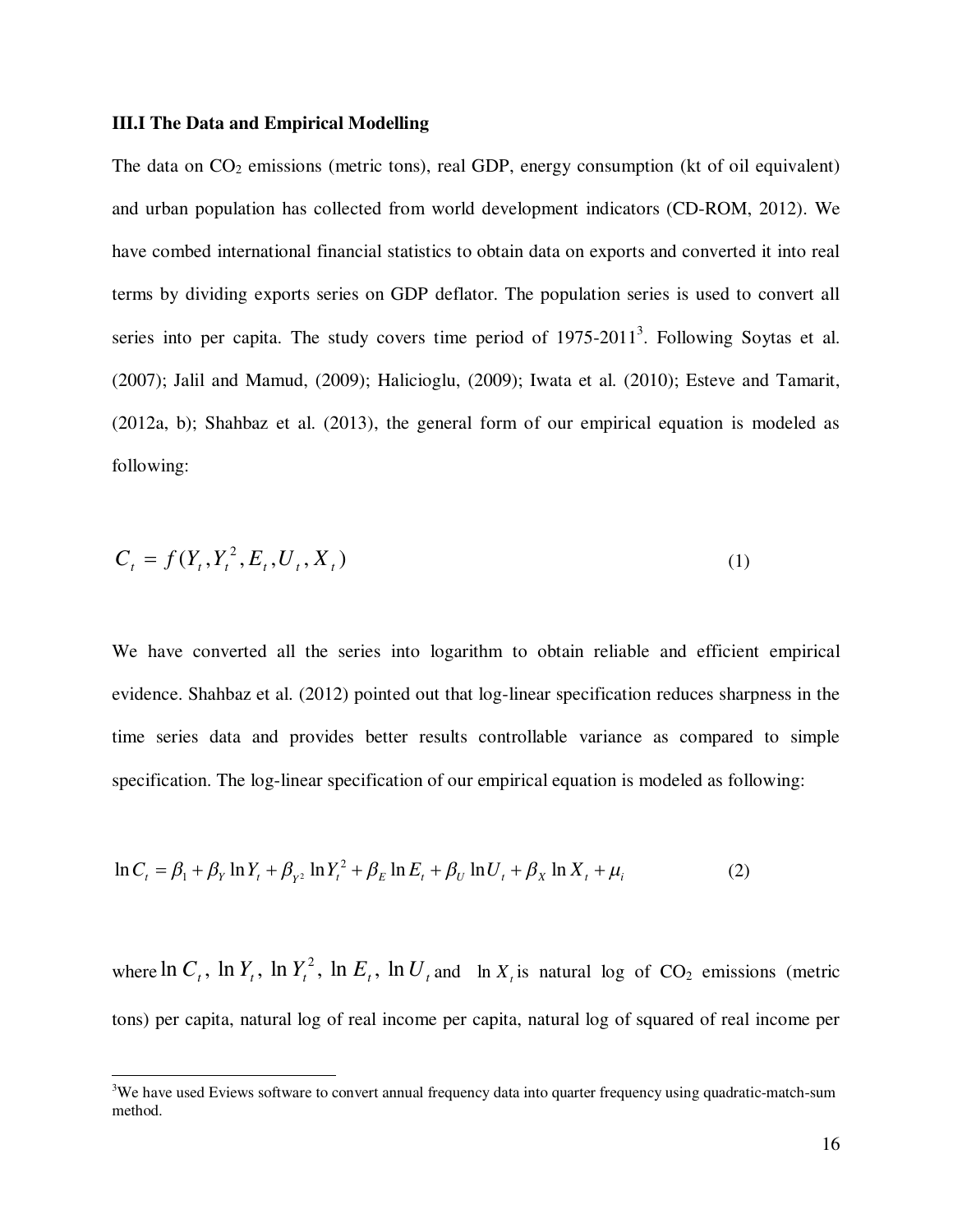### III.I The Data and Empirical Modelling

The data on $CO_2$ emissions (metric tons), real GDP, energy consumption (kt of oil equivalent) and urban population has collected from world development indicators (CD-ROM, 2012). We have combed international financial statistics to obtain data on exports and converted it into real terms by dividing exports series on GDP deflator. The population series is used to convert all series into per capita. The study covers time period of 1975-2011[3]. Following Soytas et al. (2007); Jalil and Mamud, (2009); Halicioglu, (2009); Iwata et al. (2010); Esteve and Tamarit, (2012a, b); Shahbaz et al. (2013), the general form of our empirical equation is modeled as following:

$$C_t = f(Y_t, Y_t^2, E_t, U_t, X_t) \tag{1}$$

We have converted all the series into logarithm to obtain reliable and efficient empirical evidence. Shahbaz et al. (2012) pointed out that log-linear specification reduces sharpness in the time series data and provides better results controllable variance as compared to simple specification. The log-linear specification of our empirical equation is modeled as following:

$$\ln C_t = \beta_1 + \beta_Y \ln Y_t + \beta_{Y^2} \ln Y_t^2 + \beta_E \ln E_t + \beta_U \ln U_t + \beta_X \ln X_t + \mu_i \tag{2}$$

where $\ln C_t$, $\ln Y_t$, $\ln Y_t^2$, $\ln E_t$, $\ln U_t$ and $\ln X_t$ is natural log of $CO_2$ emissions (metric tons) per capita, natural log of real income per capita, natural log of squared of real income per

[3]We have used Eviews software to convert annual frequency data into quarter frequency using quadratic-match-sum method.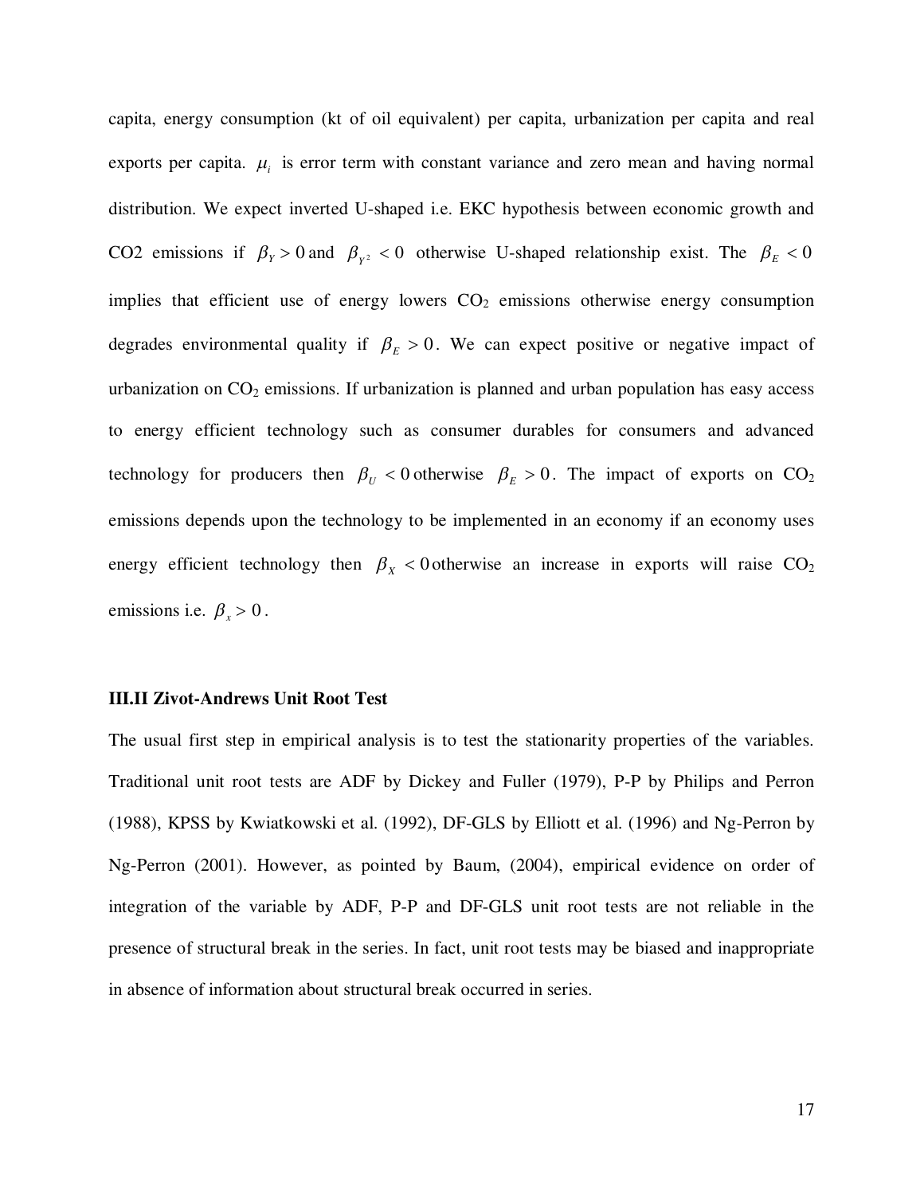capita, energy consumption (kt of oil equivalent) per capita, urbanization per capita and real exports per capita. $\mu_i$ is error term with constant variance and zero mean and having normal distribution. We expect inverted U-shaped i.e. EKC hypothesis between economic growth and CO2 emissions if $\beta_Y > 0$ and $\beta_{Y^2} < 0$ otherwise U-shaped relationship exist. The $\beta_E < 0$ implies that efficient use of energy lowers $CO_2$ emissions otherwise energy consumption degrades environmental quality if $\beta_E > 0$. We can expect positive or negative impact of urbanization on $CO_2$ emissions. If urbanization is planned and urban population has easy access to energy efficient technology such as consumer durables for consumers and advanced technology for producers then $\beta_U < 0$ otherwise $\beta_E > 0$. The impact of exports on $CO_2$ emissions depends upon the technology to be implemented in an economy if an economy uses energy efficient technology then $\beta_X < 0$ otherwise an increase in exports will raise $CO_2$ emissions i.e. $\beta_x > 0$.

### III.II Zivot-Andrews Unit Root Test

The usual first step in empirical analysis is to test the stationarity properties of the variables. Traditional unit root tests are ADF by Dickey and Fuller (1979), P-P by Philips and Perron (1988), KPSS by Kwiatkowski et al. (1992), DF-GLS by Elliott et al. (1996) and Ng-Perron by Ng-Perron (2001). However, as pointed by Baum, (2004), empirical evidence on order of integration of the variable by ADF, P-P and DF-GLS unit root tests are not reliable in the presence of structural break in the series. In fact, unit root tests may be biased and inappropriate in absence of information about structural break occurred in series.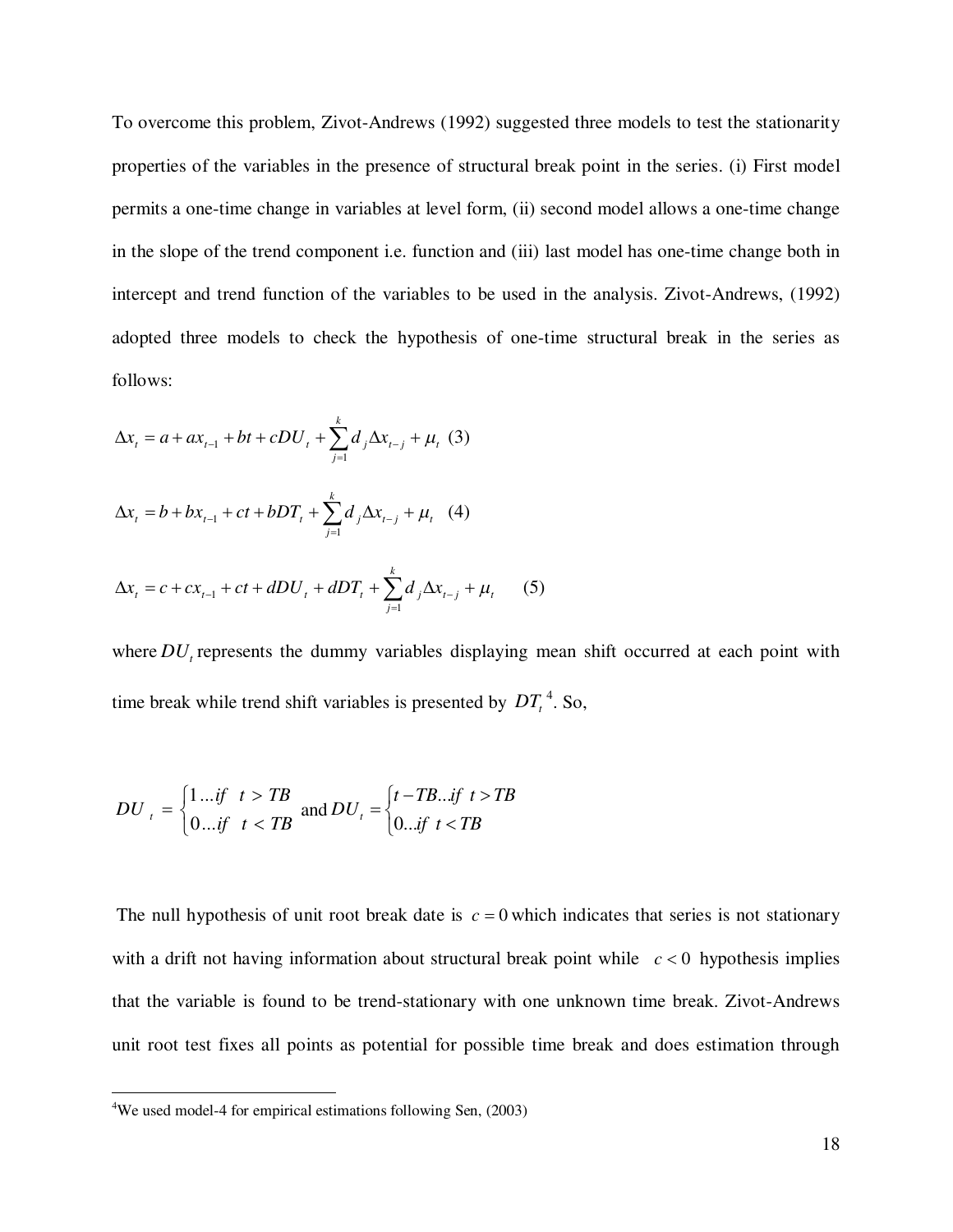To overcome this problem, Zivot-Andrews (1992) suggested three models to test the stationarity properties of the variables in the presence of structural break point in the series. (i) First model permits a one-time change in variables at level form, (ii) second model allows a one-time change in the slope of the trend component i.e. function and (iii) last model has one-time change both in intercept and trend function of the variables to be used in the analysis. Zivot-Andrews, (1992) adopted three models to check the hypothesis of one-time structural break in the series as follows:

$$\Delta x_t = a + a x_{t-1} + bt + cDU_t + \sum_{j=1}^{k} d_j \Delta x_{t-j} + \mu_t \quad (3)$$

$$\Delta x_t = b + b x_{t-1} + ct + bDT_t + \sum_{j=1}^{k} d_j \Delta x_{t-j} + \mu_t \quad (4)$$

$$\Delta x_t = c + c x_{t-1} + ct + dDU_t + dDT_t + \sum_{j=1}^{k} d_j \Delta x_{t-j} + \mu_t \quad (5)$$

where $DU_t$ represents the dummy variables displaying mean shift occurred at each point with time break while trend shift variables is presented by $DT_t$[4]. So,

$$DU_t = \begin{cases} 1 \ldots if \quad t > TB \\ 0 \ldots if \quad t < TB \end{cases} \text{ and } DU_t = \begin{cases} t - TB \ldots if \ \ t > TB \\ 0 \ldots if \ \ t < TB \end{cases}$$

The null hypothesis of unit root break date is $c = 0$ which indicates that series is not stationary with a drift not having information about structural break point while $c < 0$ hypothesis implies that the variable is found to be trend-stationary with one unknown time break. Zivot-Andrews unit root test fixes all points as potential for possible time break and does estimation through

[4] We used model-4 for empirical estimations following Sen, (2003)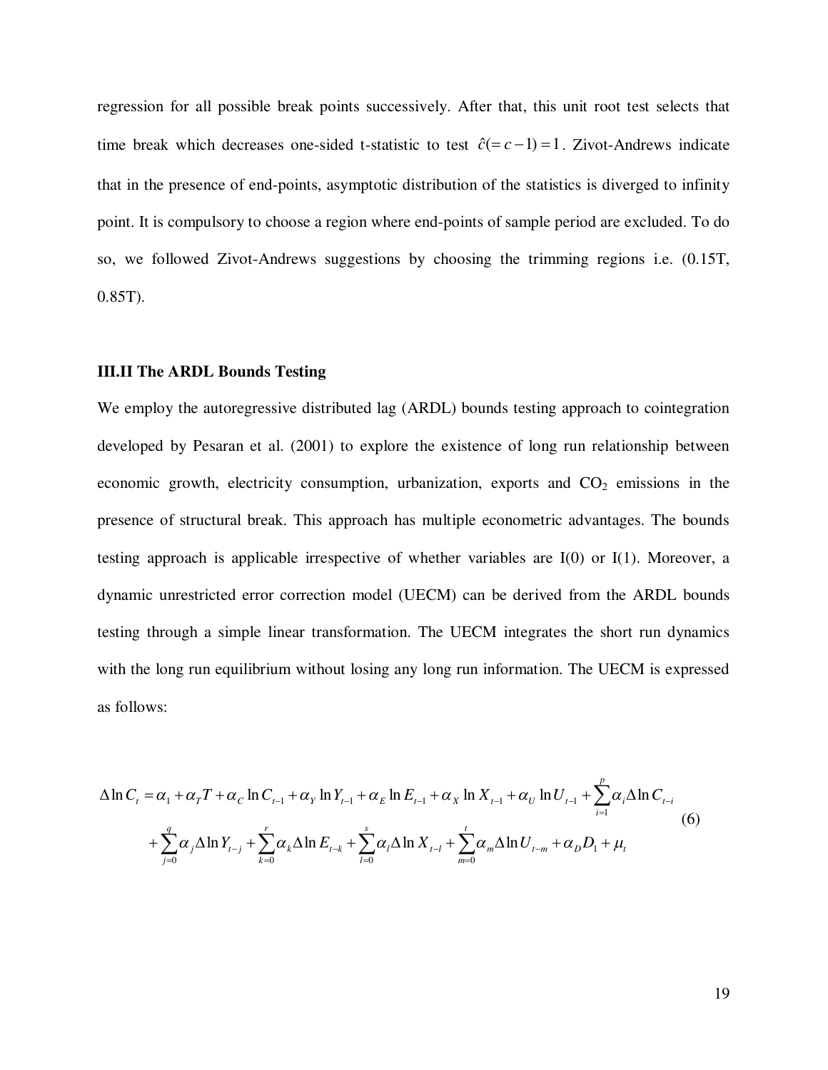regression for all possible break points successively. After that, this unit root test selects that time break which decreases one-sided t-statistic to test $\hat{c}(=c-1)=1$. Zivot-Andrews indicate that in the presence of end-points, asymptotic distribution of the statistics is diverged to infinity point. It is compulsory to choose a region where end-points of sample period are excluded. To do so, we followed Zivot-Andrews suggestions by choosing the trimming regions i.e. (0.15T, 0.85T).

### III.II The ARDL Bounds Testing

We employ the autoregressive distributed lag (ARDL) bounds testing approach to cointegration developed by Pesaran et al. (2001) to explore the existence of long run relationship between economic growth, electricity consumption, urbanization, exports and $CO_2$ emissions in the presence of structural break. This approach has multiple econometric advantages. The bounds testing approach is applicable irrespective of whether variables are I(0) or I(1). Moreover, a dynamic unrestricted error correction model (UECM) can be derived from the ARDL bounds testing through a simple linear transformation. The UECM integrates the short run dynamics with the long run equilibrium without losing any long run information. The UECM is expressed as follows:

$$
\begin{aligned}
\Delta \ln C_t = {} & \alpha_1 + \alpha_T T + \alpha_C \ln C_{t-1} + \alpha_Y \ln Y_{t-1} + \alpha_E \ln E_{t-1} + \alpha_X \ln X_{t-1} + \alpha_U \ln U_{t-1} + \sum_{i=1}^{p} \alpha_i \Delta \ln C_{t-i} \\
& + \sum_{j=0}^{q} \alpha_j \Delta \ln Y_{t-j} + \sum_{k=0}^{r} \alpha_k \Delta \ln E_{t-k} + \sum_{l=0}^{s} \alpha_l \Delta \ln X_{t-l} + \sum_{m=0}^{t} \alpha_m \Delta \ln U_{t-m} + \alpha_D D_1 + \mu_t
\end{aligned}
\tag{6}
$$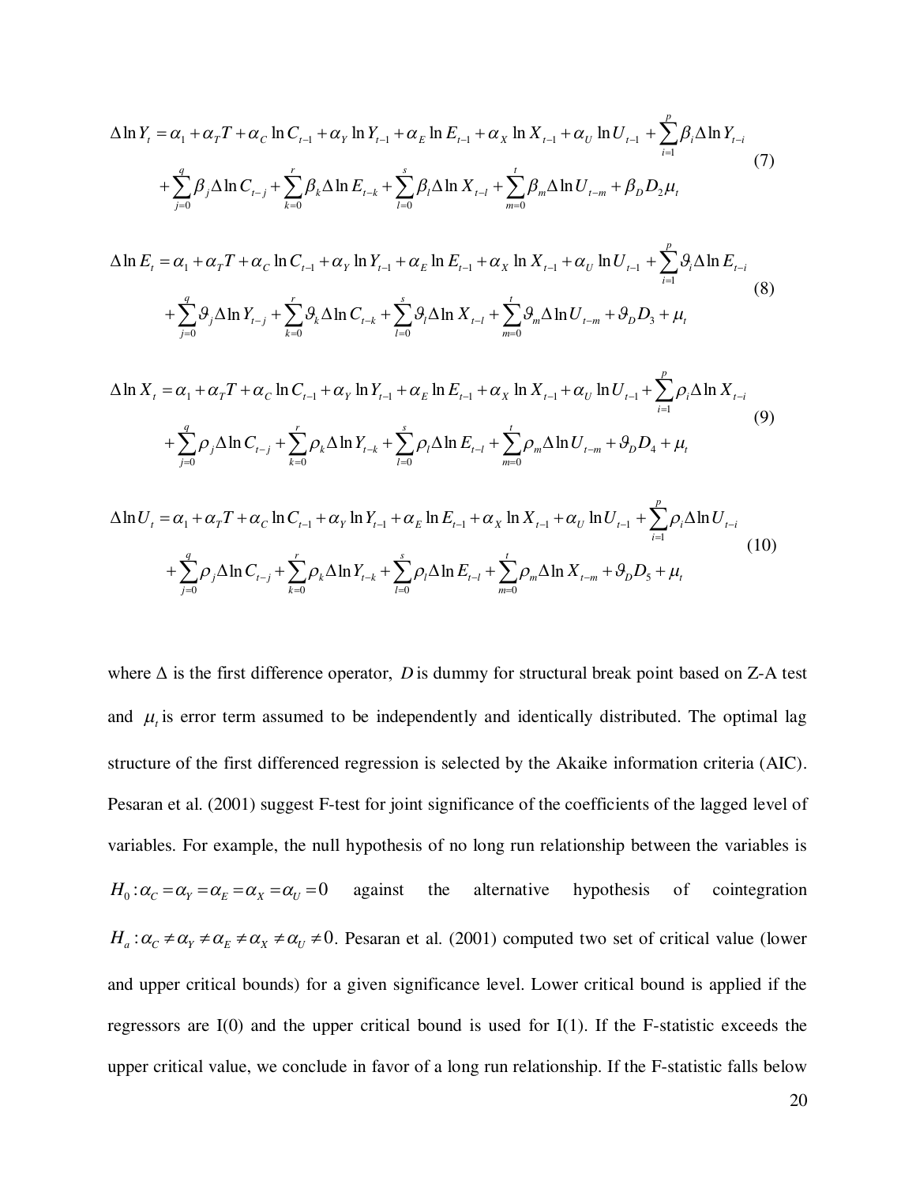$$\Delta \ln Y_t = \alpha_1 + \alpha_T T + \alpha_C \ln C_{t-1} + \alpha_Y \ln Y_{t-1} + \alpha_E \ln E_{t-1} + \alpha_X \ln X_{t-1} + \alpha_U \ln U_{t-1} + \sum_{i=1}^{p} \beta_i \Delta \ln Y_{t-i} + \sum_{j=0}^{q} \beta_j \Delta \ln C_{t-j} + \sum_{k=0}^{r} \beta_k \Delta \ln E_{t-k} + \sum_{l=0}^{s} \beta_l \Delta \ln X_{t-l} + \sum_{m=0}^{t} \beta_m \Delta \ln U_{t-m} + \beta_D D_2 \mu_t \tag{7}$$

$$\Delta \ln E_t = \alpha_1 + \alpha_T T + \alpha_C \ln C_{t-1} + \alpha_Y \ln Y_{t-1} + \alpha_E \ln E_{t-1} + \alpha_X \ln X_{t-1} + \alpha_U \ln U_{t-1} + \sum_{i=1}^{p} \vartheta_i \Delta \ln E_{t-i} + \sum_{j=0}^{q} \vartheta_j \Delta \ln Y_{t-j} + \sum_{k=0}^{r} \vartheta_k \Delta \ln C_{t-k} + \sum_{l=0}^{s} \vartheta_l \Delta \ln X_{t-l} + \sum_{m=0}^{t} \vartheta_m \Delta \ln U_{t-m} + \vartheta_D D_3 + \mu_t \tag{8}$$

$$\Delta \ln X_t = \alpha_1 + \alpha_T T + \alpha_C \ln C_{t-1} + \alpha_Y \ln Y_{t-1} + \alpha_E \ln E_{t-1} + \alpha_X \ln X_{t-1} + \alpha_U \ln U_{t-1} + \sum_{i=1}^{p} \rho_i \Delta \ln X_{t-i} + \sum_{j=0}^{q} \rho_j \Delta \ln C_{t-j} + \sum_{k=0}^{r} \rho_k \Delta \ln Y_{t-k} + \sum_{l=0}^{s} \rho_l \Delta \ln E_{t-l} + \sum_{m=0}^{t} \rho_m \Delta \ln U_{t-m} + \vartheta_D D_4 + \mu_t \tag{9}$$

$$\Delta \ln U_t = \alpha_1 + \alpha_T T + \alpha_C \ln C_{t-1} + \alpha_Y \ln Y_{t-1} + \alpha_E \ln E_{t-1} + \alpha_X \ln X_{t-1} + \alpha_U \ln U_{t-1} + \sum_{i=1}^{p} \rho_i \Delta \ln U_{t-i} + \sum_{j=0}^{q} \rho_j \Delta \ln C_{t-j} + \sum_{k=0}^{r} \rho_k \Delta \ln Y_{t-k} + \sum_{l=0}^{s} \rho_l \Delta \ln E_{t-l} + \sum_{m=0}^{t} \rho_m \Delta \ln X_{t-m} + \vartheta_D D_5 + \mu_t \tag{10}$$

where $\Delta$ is the first difference operator, $D$ is dummy for structural break point based on Z-A test and $\mu_t$ is error term assumed to be independently and identically distributed. The optimal lag structure of the first differenced regression is selected by the Akaike information criteria (AIC). Pesaran et al. (2001) suggest F-test for joint significance of the coefficients of the lagged level of variables. For example, the null hypothesis of no long run relationship between the variables is $H_0: \alpha_C = \alpha_Y = \alpha_E = \alpha_X = \alpha_U = 0$ against the alternative hypothesis of cointegration $H_a: \alpha_C \neq \alpha_Y \neq \alpha_E \neq \alpha_X \neq \alpha_U \neq 0$. Pesaran et al. (2001) computed two set of critical value (lower and upper critical bounds) for a given significance level. Lower critical bound is applied if the regressors are I(0) and the upper critical bound is used for I(1). If the F-statistic exceeds the upper critical value, we conclude in favor of a long run relationship. If the F-statistic falls below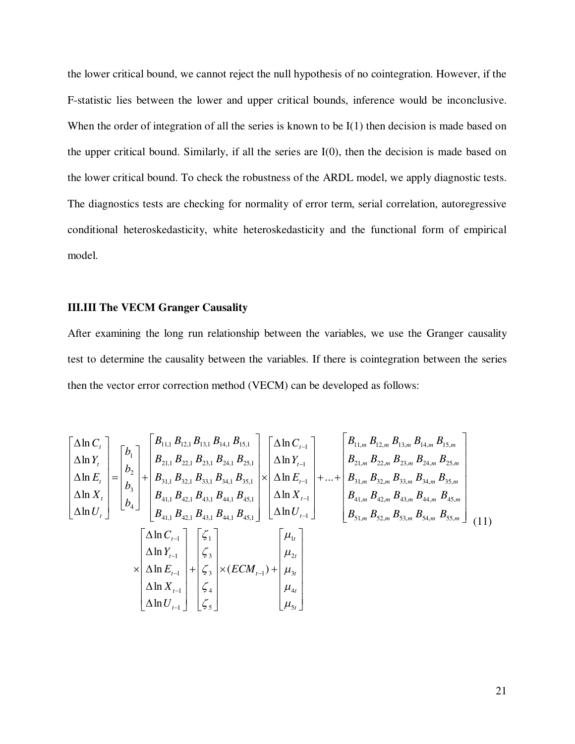the lower critical bound, we cannot reject the null hypothesis of no cointegration. However, if the F-statistic lies between the lower and upper critical bounds, inference would be inconclusive. When the order of integration of all the series is known to be I(1) then decision is made based on the upper critical bound. Similarly, if all the series are I(0), then the decision is made based on the lower critical bound. To check the robustness of the ARDL model, we apply diagnostic tests. The diagnostics tests are checking for normality of error term, serial correlation, autoregressive conditional heteroskedasticity, white heteroskedasticity and the functional form of empirical model.

### III.III The VECM Granger Causality

After examining the long run relationship between the variables, we use the Granger causality test to determine the causality between the variables. If there is cointegration between the series then the vector error correction method (VECM) can be developed as follows:

$$
\begin{bmatrix} \Delta \ln C_t \\ \Delta \ln Y_t \\ \Delta \ln E_t \\ \Delta \ln X_t \\ \Delta \ln U_t \end{bmatrix} = \begin{bmatrix} b_1 \\ b_2 \\ b_3 \\ b_4 \end{bmatrix} + \begin{bmatrix} B_{11,1} & B_{12,1} & B_{13,1} & B_{14,1} & B_{15,1} \\ B_{21,1} & B_{22,1} & B_{23,1} & B_{24,1} & B_{25,1} \\ B_{31,1} & B_{32,1} & B_{33,1} & B_{34,1} & B_{35,1} \\ B_{41,1} & B_{42,1} & B_{43,1} & B_{44,1} & B_{45,1} \\ B_{41,1} & B_{42,1} & B_{43,1} & B_{44,1} & B_{45,1} \end{bmatrix} \times \begin{bmatrix} \Delta \ln C_{t-1} \\ \Delta \ln Y_{t-1} \\ \Delta \ln E_{t-1} \\ \Delta \ln X_{t-1} \\ \Delta \ln U_{t-1} \end{bmatrix} + \ldots + \begin{bmatrix} B_{11,m} & B_{12,m} & B_{13,m} & B_{14,m} & B_{15,m} \\ B_{21,m} & B_{22,m} & B_{23,m} & B_{24,m} & B_{25,m} \\ B_{31,m} & B_{32,m} & B_{33,m} & B_{34,m} & B_{35,m} \\ B_{41,m} & B_{42,m} & B_{43,m} & B_{44,m} & B_{45,m} \\ B_{51,m} & B_{52,m} & B_{53,m} & B_{54,m} & B_{55,m} \end{bmatrix}
$$

$$
\times \begin{bmatrix} \Delta \ln C_{t-1} \\ \Delta \ln Y_{t-1} \\ \Delta \ln E_{t-1} \\ \Delta \ln X_{t-1} \\ \Delta \ln U_{t-1} \end{bmatrix} + \begin{bmatrix} \zeta_1 \\ \zeta_3 \\ \zeta_3 \\ \zeta_4 \\ \zeta_5 \end{bmatrix} \times (ECM_{t-1}) + \begin{bmatrix} \mu_{1t} \\ \mu_{2t} \\ \mu_{3t} \\ \mu_{4t} \\ \mu_{5t} \end{bmatrix} \tag{11}
$$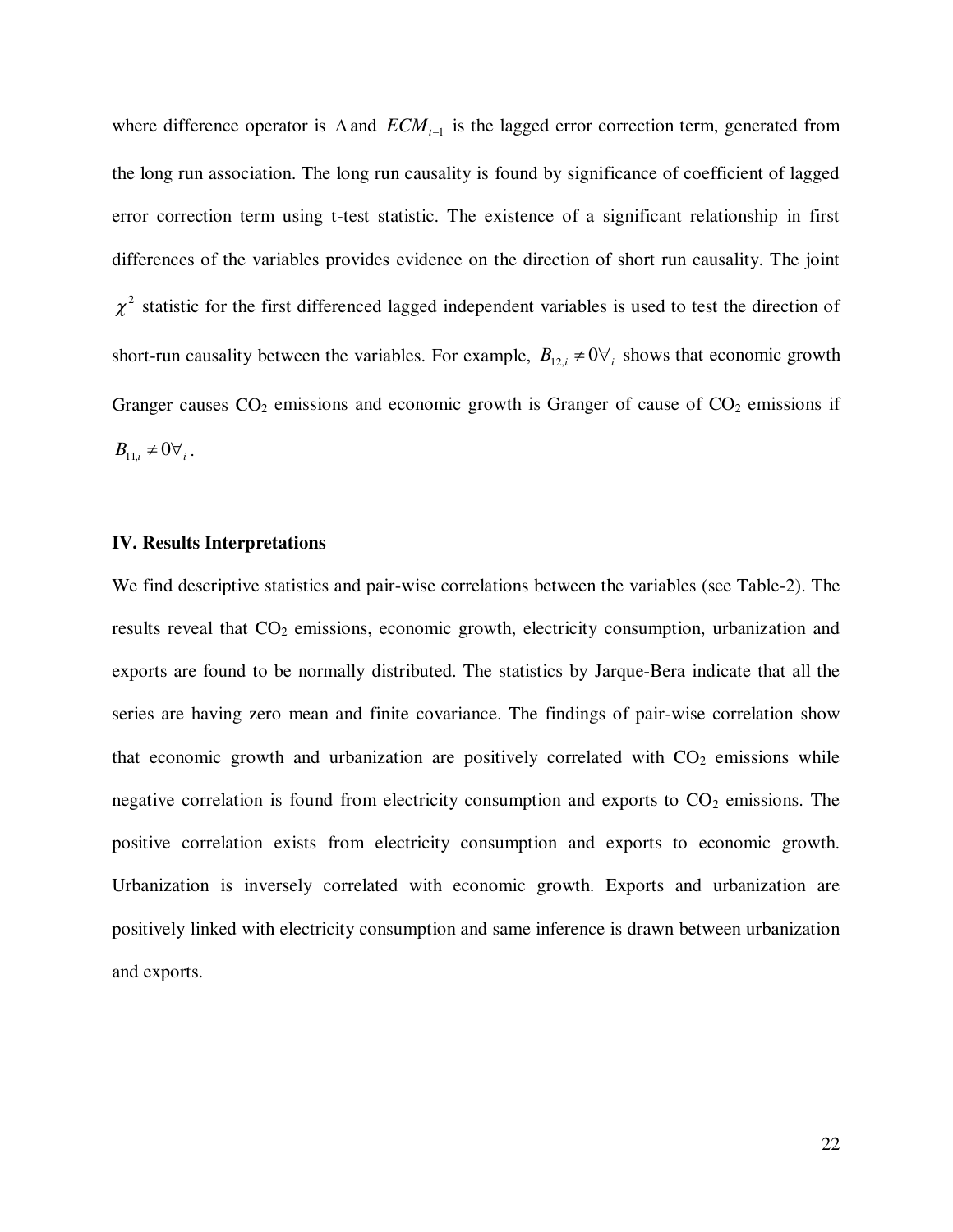where difference operator is $\Delta$ and $ECM_{t-1}$ is the lagged error correction term, generated from the long run association. The long run causality is found by significance of coefficient of lagged error correction term using t-test statistic. The existence of a significant relationship in first differences of the variables provides evidence on the direction of short run causality. The joint $\chi^2$ statistic for the first differenced lagged independent variables is used to test the direction of short-run causality between the variables. For example, $B_{12,i} \neq 0 \forall_i$ shows that economic growth Granger causes $CO_2$ emissions and economic growth is Granger of cause of $CO_2$ emissions if $B_{11,i} \neq 0 \forall_i$.

## IV. Results Interpretations

We find descriptive statistics and pair-wise correlations between the variables (see Table-2). The results reveal that $CO_2$ emissions, economic growth, electricity consumption, urbanization and exports are found to be normally distributed. The statistics by Jarque-Bera indicate that all the series are having zero mean and finite covariance. The findings of pair-wise correlation show that economic growth and urbanization are positively correlated with $CO_2$ emissions while negative correlation is found from electricity consumption and exports to $CO_2$ emissions. The positive correlation exists from electricity consumption and exports to economic growth. Urbanization is inversely correlated with economic growth. Exports and urbanization are positively linked with electricity consumption and same inference is drawn between urbanization and exports.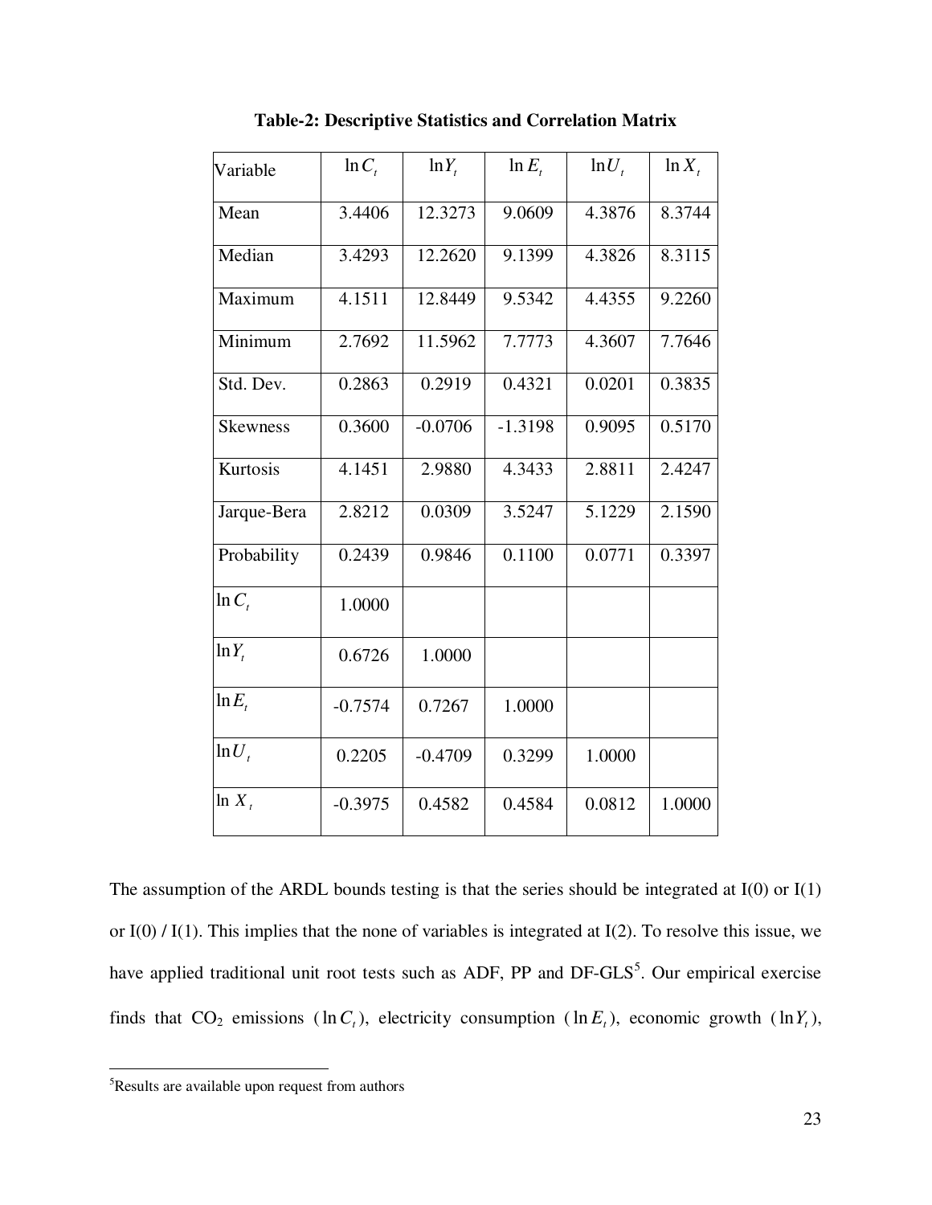**Table-2: Descriptive Statistics and Correlation Matrix**

| Variable | $\ln C_t$ | $\ln Y_t$ | $\ln E_t$ | $\ln U_t$ | $\ln X_t$ |
|---|---|---|---|---|---|
| Mean | 3.4406 | 12.3273 | 9.0609 | 4.3876 | 8.3744 |
| Median | 3.4293 | 12.2620 | 9.1399 | 4.3826 | 8.3115 |
| Maximum | 4.1511 | 12.8449 | 9.5342 | 4.4355 | 9.2260 |
| Minimum | 2.7692 | 11.5962 | 7.7773 | 4.3607 | 7.7646 |
| Std. Dev. | 0.2863 | 0.2919 | 0.4321 | 0.0201 | 0.3835 |
| Skewness | 0.3600 | -0.0706 | -1.3198 | 0.9095 | 0.5170 |
| Kurtosis | 4.1451 | 2.9880 | 4.3433 | 2.8811 | 2.4247 |
| Jarque-Bera | 2.8212 | 0.0309 | 3.5247 | 5.1229 | 2.1590 |
| Probability | 0.2439 | 0.9846 | 0.1100 | 0.0771 | 0.3397 |
| $\ln C_t$ | 1.0000 | | | | |
| $\ln Y_t$ | 0.6726 | 1.0000 | | | |
| $\ln E_t$ | -0.7574 | 0.7267 | 1.0000 | | |
| $\ln U_t$ | 0.2205 | -0.4709 | 0.3299 | 1.0000 | |
| $\ln X_t$ | -0.3975 | 0.4582 | 0.4584 | 0.0812 | 1.0000 |

The assumption of the ARDL bounds testing is that the series should be integrated at I(0) or I(1) or I(0) / I(1). This implies that the none of variables is integrated at I(2). To resolve this issue, we have applied traditional unit root tests such as ADF, PP and DF-GLS[5]. Our empirical exercise finds that $CO_2$ emissions ($\ln C_t$), electricity consumption ($\ln E_t$), economic growth ($\ln Y_t$),

[5]Results are available upon request from authors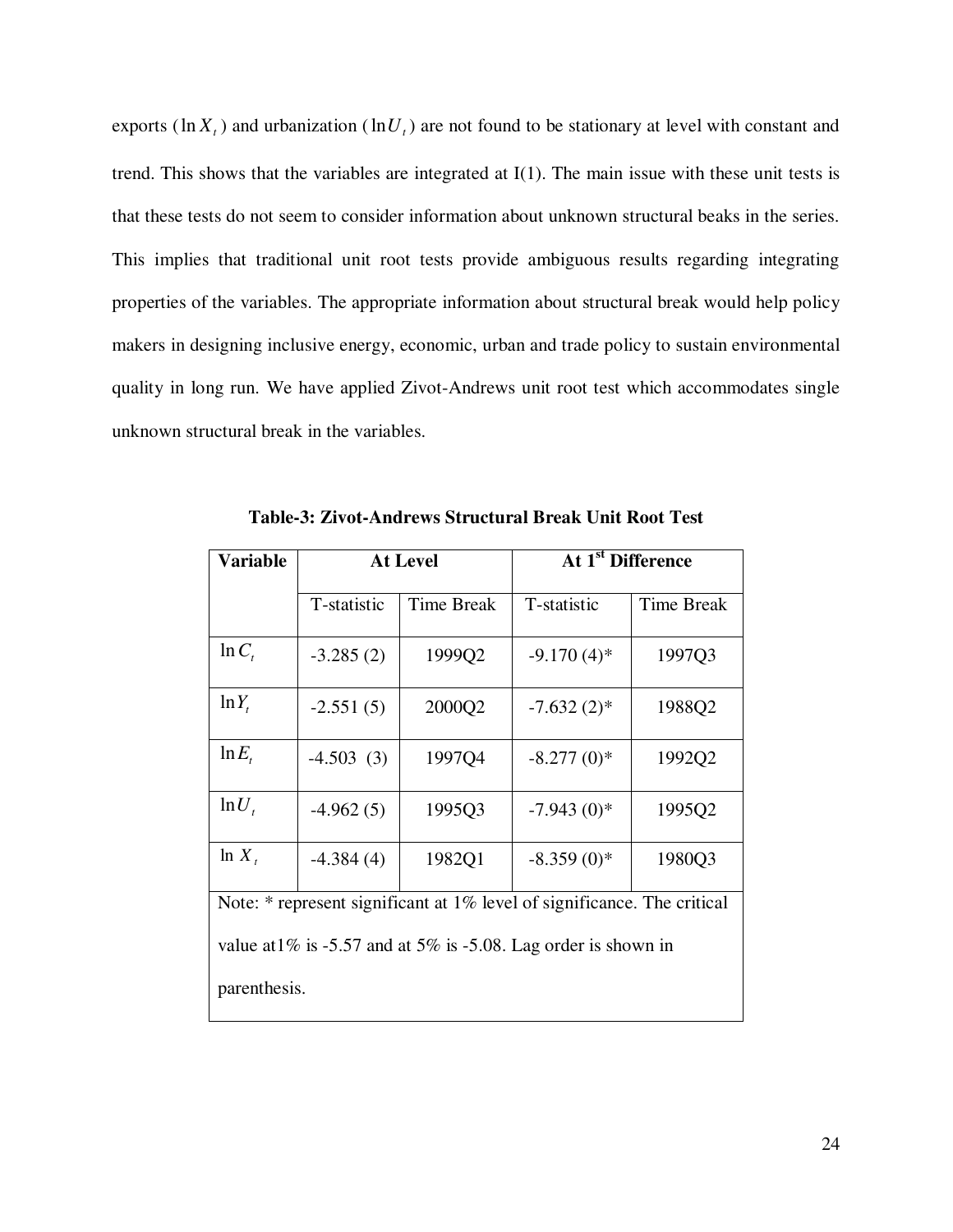exports ($\ln X_t$) and urbanization ($\ln U_t$) are not found to be stationary at level with constant and trend. This shows that the variables are integrated at I(1). The main issue with these unit tests is that these tests do not seem to consider information about unknown structural beaks in the series. This implies that traditional unit root tests provide ambiguous results regarding integrating properties of the variables. The appropriate information about structural break would help policy makers in designing inclusive energy, economic, urban and trade policy to sustain environmental quality in long run. We have applied Zivot-Andrews unit root test which accommodates single unknown structural break in the variables.

**Table-3: Zivot-Andrews Structural Break Unit Root Test**

| Variable | At Level | | At 1[st] Difference | |
|---|---|---|---|---|
| | T-statistic | Time Break | T-statistic | Time Break |
| $\ln C_t$ | -3.285 (2) | 1999Q2 | -9.170 (4)* | 1997Q3 |
| $\ln Y_t$ | -2.551 (5) | 2000Q2 | -7.632 (2)* | 1988Q2 |
| $\ln E_t$ | -4.503 (3) | 1997Q4 | -8.277 (0)* | 1992Q2 |
| $\ln U_t$ | -4.962 (5) | 1995Q3 | -7.943 (0)* | 1995Q2 |
| $\ln X_t$ | -4.384 (4) | 1982Q1 | -8.359 (0)* | 1980Q3 |

Note: * represent significant at 1% level of significance. The critical value at1% is -5.57 and at 5% is -5.08. Lag order is shown in parenthesis.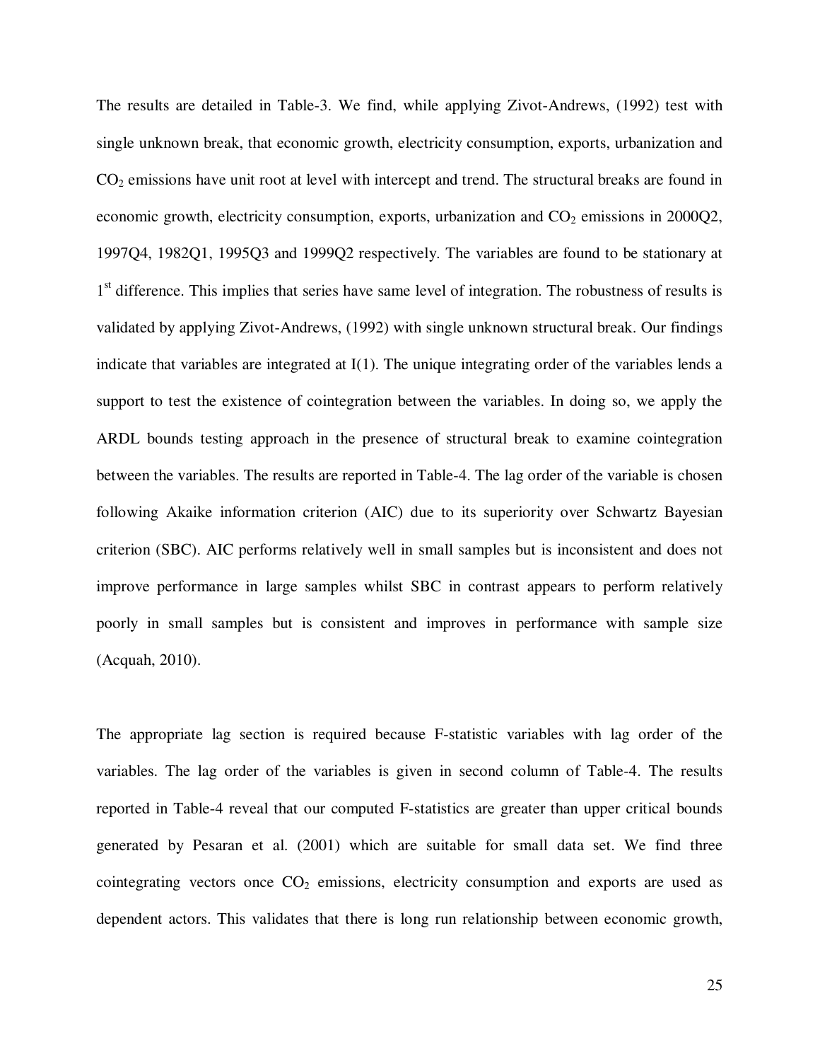The results are detailed in Table-3. We find, while applying Zivot-Andrews, (1992) test with single unknown break, that economic growth, electricity consumption, exports, urbanization and $CO_2$ emissions have unit root at level with intercept and trend. The structural breaks are found in economic growth, electricity consumption, exports, urbanization and $CO_2$ emissions in 2000Q2, 1997Q4, 1982Q1, 1995Q3 and 1999Q2 respectively. The variables are found to be stationary at 1$^{st}$ difference. This implies that series have same level of integration. The robustness of results is validated by applying Zivot-Andrews, (1992) with single unknown structural break. Our findings indicate that variables are integrated at I(1). The unique integrating order of the variables lends a support to test the existence of cointegration between the variables. In doing so, we apply the ARDL bounds testing approach in the presence of structural break to examine cointegration between the variables. The results are reported in Table-4. The lag order of the variable is chosen following Akaike information criterion (AIC) due to its superiority over Schwartz Bayesian criterion (SBC). AIC performs relatively well in small samples but is inconsistent and does not improve performance in large samples whilst SBC in contrast appears to perform relatively poorly in small samples but is consistent and improves in performance with sample size (Acquah, 2010).

The appropriate lag section is required because F-statistic variables with lag order of the variables. The lag order of the variables is given in second column of Table-4. The results reported in Table-4 reveal that our computed F-statistics are greater than upper critical bounds generated by Pesaran et al. (2001) which are suitable for small data set. We find three cointegrating vectors once $CO_2$ emissions, electricity consumption and exports are used as dependent actors. This validates that there is long run relationship between economic growth,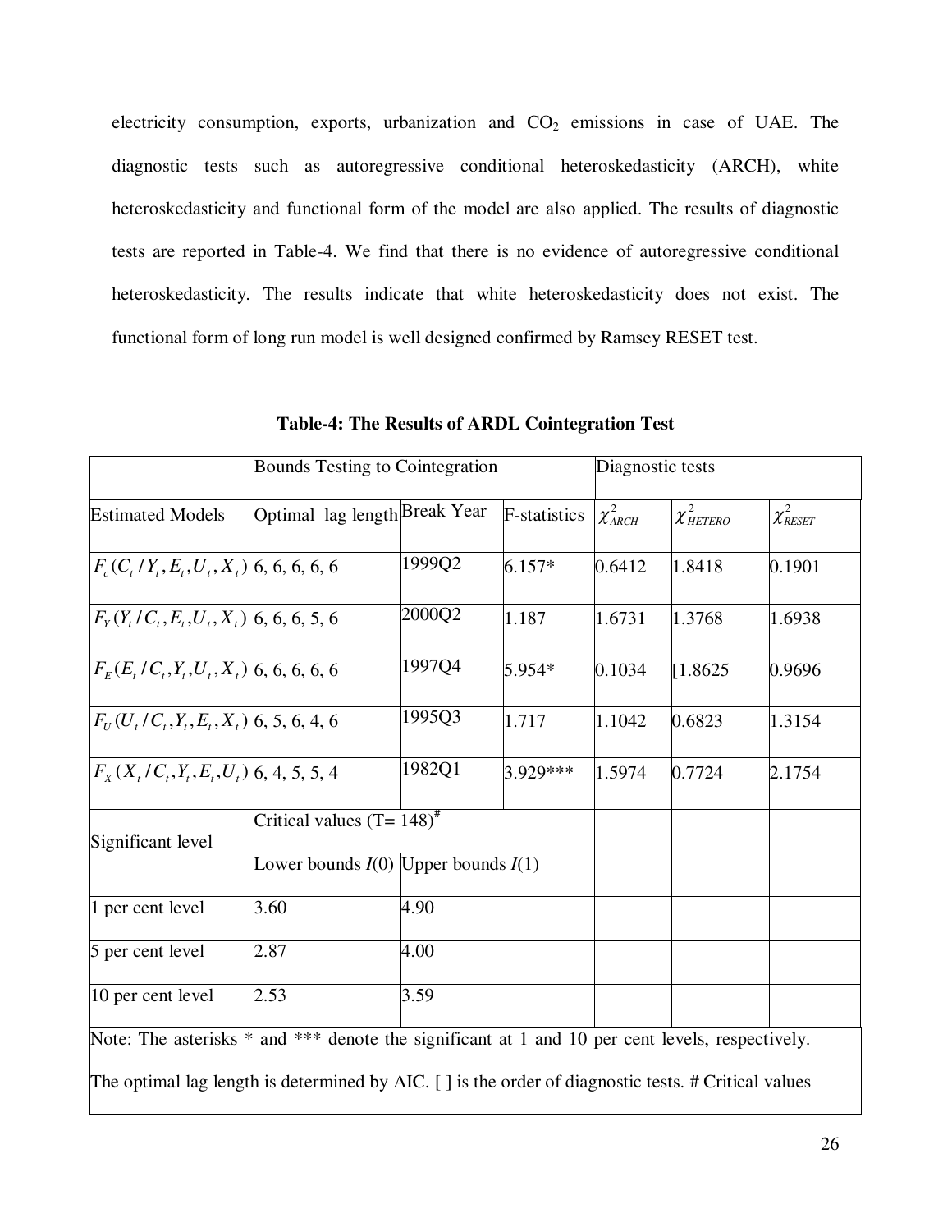electricity consumption, exports, urbanization and $CO_2$ emissions in case of UAE. The diagnostic tests such as autoregressive conditional heteroskedasticity (ARCH), white heteroskedasticity and functional form of the model are also applied. The results of diagnostic tests are reported in Table-4. We find that there is no evidence of autoregressive conditional heteroskedasticity. The results indicate that white heteroskedasticity does not exist. The functional form of long run model is well designed confirmed by Ramsey RESET test.

**Table-4: The Results of ARDL Cointegration Test**

| | Bounds Testing to Cointegration | | | Diagnostic tests | | |
|---|---|---|---|---|---|---|
| Estimated Models | Optimal lag length | Break Year | F-statistics | $\chi^2_{ARCH}$ | $\chi^2_{HETERO}$ | $\chi^2_{RESET}$ |
| $F_c(C_t / Y_t, E_t, U_t, X_t)$ | 6, 6, 6, 6, 6 | 1999Q2 | 6.157* | 0.6412 | 1.8418 | 0.1901 |
| $F_Y(Y_t / C_t, E_t, U_t, X_t)$ | 6, 6, 6, 5, 6 | 2000Q2 | 1.187 | 1.6731 | 1.3768 | 1.6938 |
| $F_E(E_t / C_t, Y_t, U_t, X_t)$ | 6, 6, 6, 6, 6 | 1997Q4 | 5.954* | 0.1034 | [1.8625 | 0.9696 |
| $F_U(U_t / C_t, Y_t, E_t, X_t)$ | 6, 5, 6, 4, 6 | 1995Q3 | 1.717 | 1.1042 | 0.6823 | 1.3154 |
| $F_X(X_t / C_t, Y_t, E_t, U_t)$ | 6, 4, 5, 5, 4 | 1982Q1 | 3.929*** | 1.5974 | 0.7724 | 2.1754 |
| Significant level | Critical values (T= 148)[#] | | | | | |
| | Lower bounds $I(0)$ | Upper bounds $I(1)$ | | | | |
| 1 per cent level | 3.60 | 4.90 | | | | |
| 5 per cent level | 2.87 | 4.00 | | | | |
| 10 per cent level | 2.53 | 3.59 | | | | |

Note: The asterisks * and *** denote the significant at 1 and 10 per cent levels, respectively. The optimal lag length is determined by AIC. [ ] is the order of diagnostic tests. # Critical values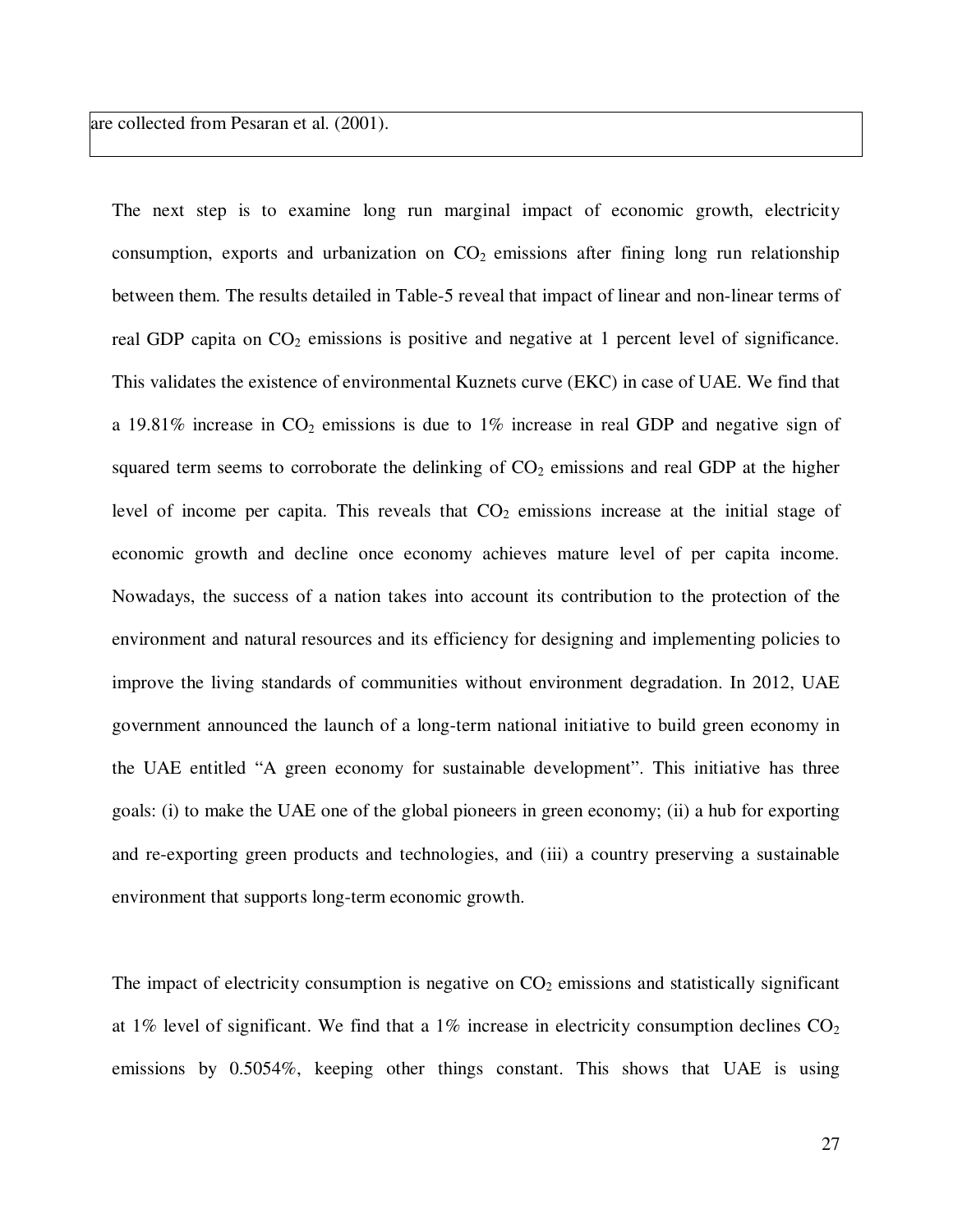are collected from Pesaran et al. (2001).

The next step is to examine long run marginal impact of economic growth, electricity consumption, exports and urbanization on $CO_2$ emissions after fining long run relationship between them. The results detailed in Table-5 reveal that impact of linear and non-linear terms of real GDP capita on $CO_2$ emissions is positive and negative at 1 percent level of significance. This validates the existence of environmental Kuznets curve (EKC) in case of UAE. We find that a 19.81% increase in $CO_2$ emissions is due to 1% increase in real GDP and negative sign of squared term seems to corroborate the delinking of $CO_2$ emissions and real GDP at the higher level of income per capita. This reveals that $CO_2$ emissions increase at the initial stage of economic growth and decline once economy achieves mature level of per capita income. Nowadays, the success of a nation takes into account its contribution to the protection of the environment and natural resources and its efficiency for designing and implementing policies to improve the living standards of communities without environment degradation. In 2012, UAE government announced the launch of a long-term national initiative to build green economy in the UAE entitled "A green economy for sustainable development". This initiative has three goals: (i) to make the UAE one of the global pioneers in green economy; (ii) a hub for exporting and re-exporting green products and technologies, and (iii) a country preserving a sustainable environment that supports long-term economic growth.

The impact of electricity consumption is negative on $CO_2$ emissions and statistically significant at 1% level of significant. We find that a 1% increase in electricity consumption declines $CO_2$ emissions by 0.5054%, keeping other things constant. This shows that UAE is using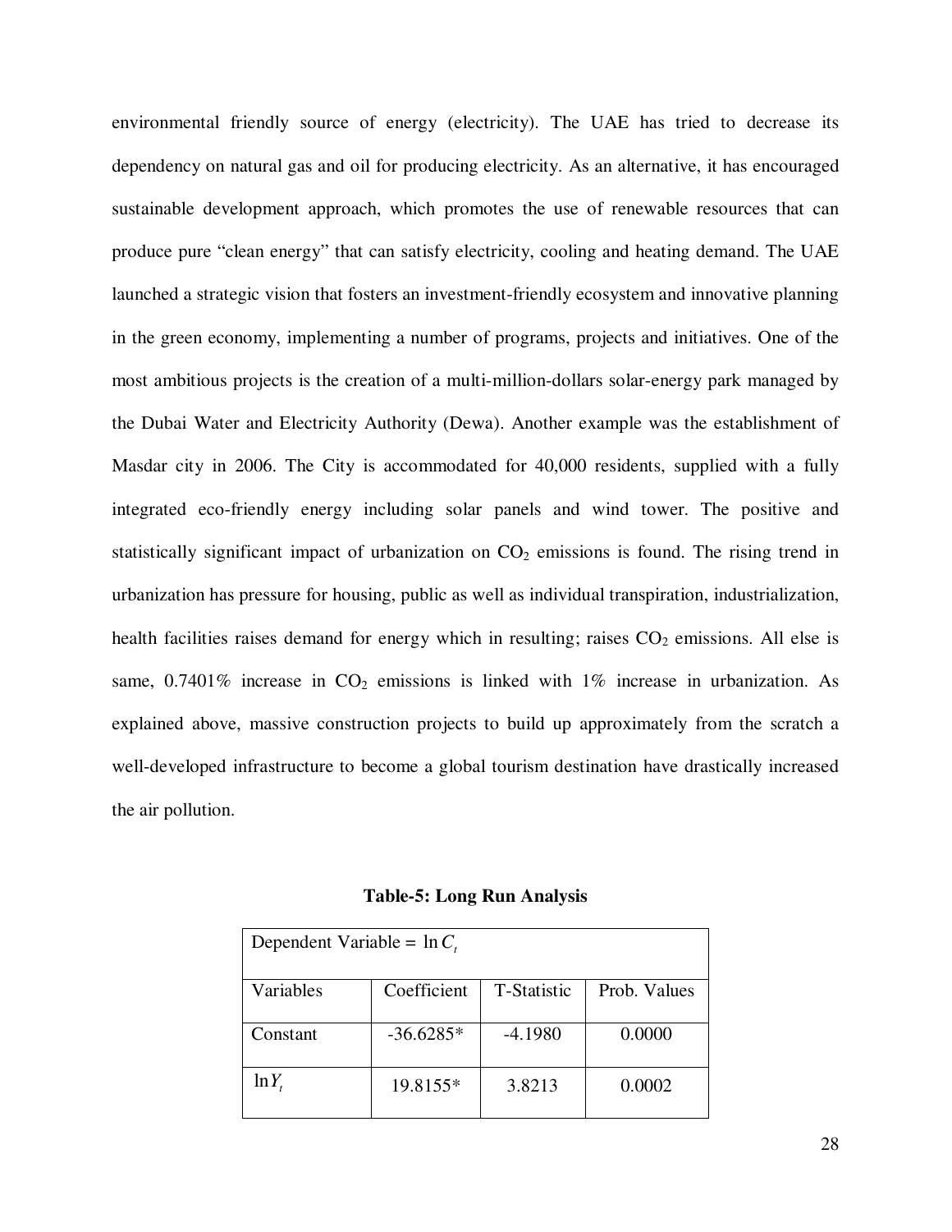environmental friendly source of energy (electricity). The UAE has tried to decrease its dependency on natural gas and oil for producing electricity. As an alternative, it has encouraged sustainable development approach, which promotes the use of renewable resources that can produce pure "clean energy" that can satisfy electricity, cooling and heating demand. The UAE launched a strategic vision that fosters an investment-friendly ecosystem and innovative planning in the green economy, implementing a number of programs, projects and initiatives. One of the most ambitious projects is the creation of a multi-million-dollars solar-energy park managed by the Dubai Water and Electricity Authority (Dewa). Another example was the establishment of Masdar city in 2006. The City is accommodated for 40,000 residents, supplied with a fully integrated eco-friendly energy including solar panels and wind tower. The positive and statistically significant impact of urbanization on $CO_2$ emissions is found. The rising trend in urbanization has pressure for housing, public as well as individual transpiration, industrialization, health facilities raises demand for energy which in resulting; raises $CO_2$ emissions. All else is same, 0.7401% increase in $CO_2$ emissions is linked with 1% increase in urbanization. As explained above, massive construction projects to build up approximately from the scratch a well-developed infrastructure to become a global tourism destination have drastically increased the air pollution.

**Table-5: Long Run Analysis**

| Dependent Variable = $\ln C_t$ | | | |
|---|---|---|---|
| Variables | Coefficient | T-Statistic | Prob. Values |
| Constant | -36.6285* | -4.1980 | 0.0000 |
| $\ln Y_t$ | 19.8155* | 3.8213 | 0.0002 |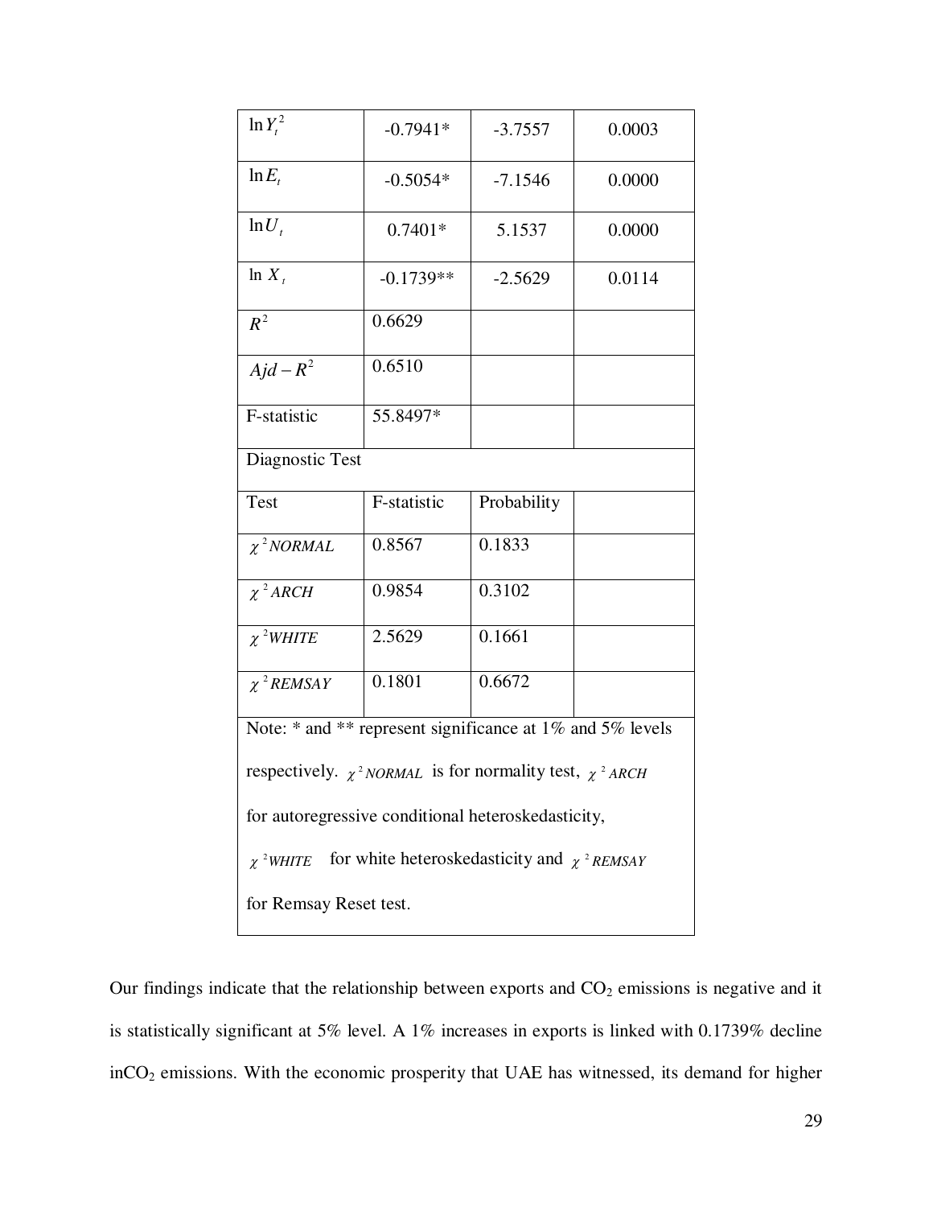| $\ln Y_t^2$ | -0.7941* | -3.7557 | 0.0003 |
|---|---|---|---|
| $\ln E_t$ | -0.5054* | -7.1546 | 0.0000 |
| $\ln U_t$ | 0.7401* | 5.1537 | 0.0000 |
| $\ln X_t$ | -0.1739** | -2.5629 | 0.0114 |
| $R^2$ | 0.6629 | | |
| $Ajd-R^2$ | 0.6510 | | |
| F-statistic | 55.8497* | | |
| Diagnostic Test | | | |
| Test | F-statistic | Probability | |
| $\chi^2 NORMAL$ | 0.8567 | 0.1833 | |
| $\chi^2 ARCH$ | 0.9854 | 0.3102 | |
| $\chi^2 WHITE$ | 2.5629 | 0.1661 | |
| $\chi^2 REMSAY$ | 0.1801 | 0.6672 | |
| Note: * and ** represent significance at 1% and 5% levels respectively. $\chi^2 NORMAL$ is for normality test, $\chi^2 ARCH$ for autoregressive conditional heteroskedasticity, $\chi^2 WHITE$ for white heteroskedasticity and $\chi^2 REMSAY$ for Remsay Reset test. | | | |

Our findings indicate that the relationship between exports and $CO_2$ emissions is negative and it is statistically significant at 5% level. A 1% increases in exports is linked with 0.1739% decline in$CO_2$ emissions. With the economic prosperity that UAE has witnessed, its demand for higher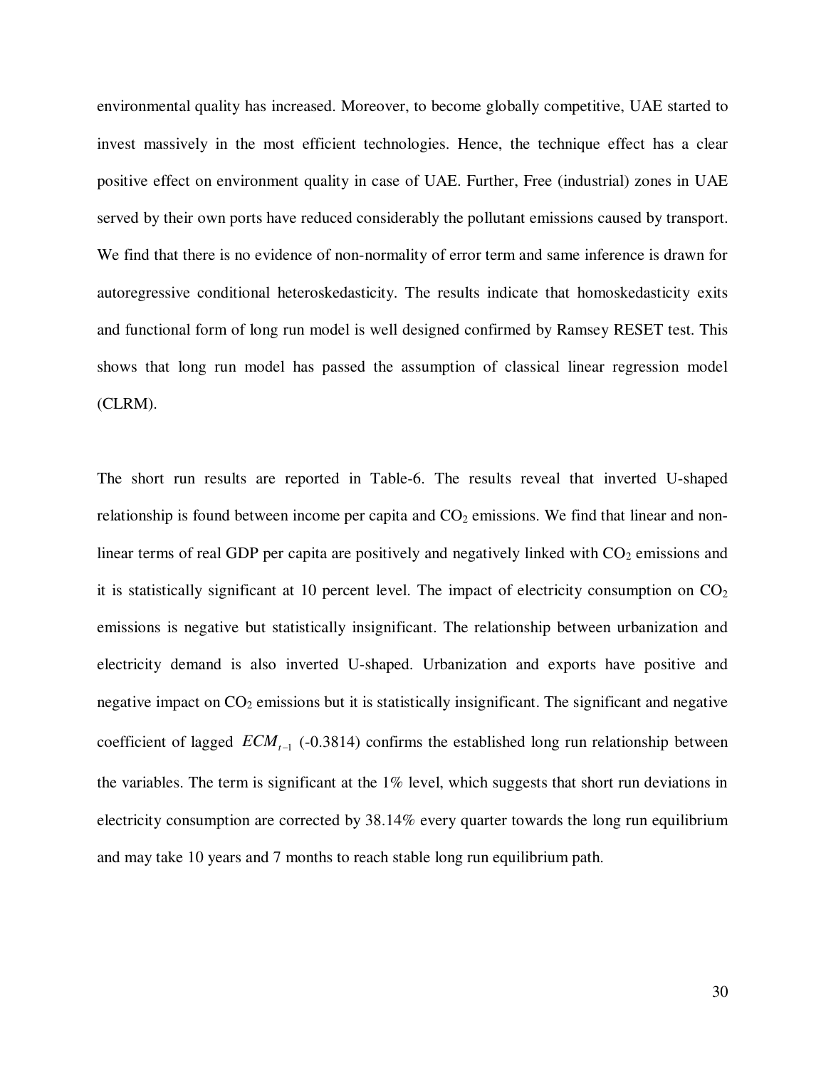environmental quality has increased. Moreover, to become globally competitive, UAE started to invest massively in the most efficient technologies. Hence, the technique effect has a clear positive effect on environment quality in case of UAE. Further, Free (industrial) zones in UAE served by their own ports have reduced considerably the pollutant emissions caused by transport. We find that there is no evidence of non-normality of error term and same inference is drawn for autoregressive conditional heteroskedasticity. The results indicate that homoskedasticity exits and functional form of long run model is well designed confirmed by Ramsey RESET test. This shows that long run model has passed the assumption of classical linear regression model (CLRM).

The short run results are reported in Table-6. The results reveal that inverted U-shaped relationship is found between income per capita and $CO_2$ emissions. We find that linear and non-linear terms of real GDP per capita are positively and negatively linked with $CO_2$ emissions and it is statistically significant at 10 percent level. The impact of electricity consumption on $CO_2$ emissions is negative but statistically insignificant. The relationship between urbanization and electricity demand is also inverted U-shaped. Urbanization and exports have positive and negative impact on $CO_2$ emissions but it is statistically insignificant. The significant and negative coefficient of lagged $ECM_{t-1}$ (-0.3814) confirms the established long run relationship between the variables. The term is significant at the 1% level, which suggests that short run deviations in electricity consumption are corrected by 38.14% every quarter towards the long run equilibrium and may take 10 years and 7 months to reach stable long run equilibrium path.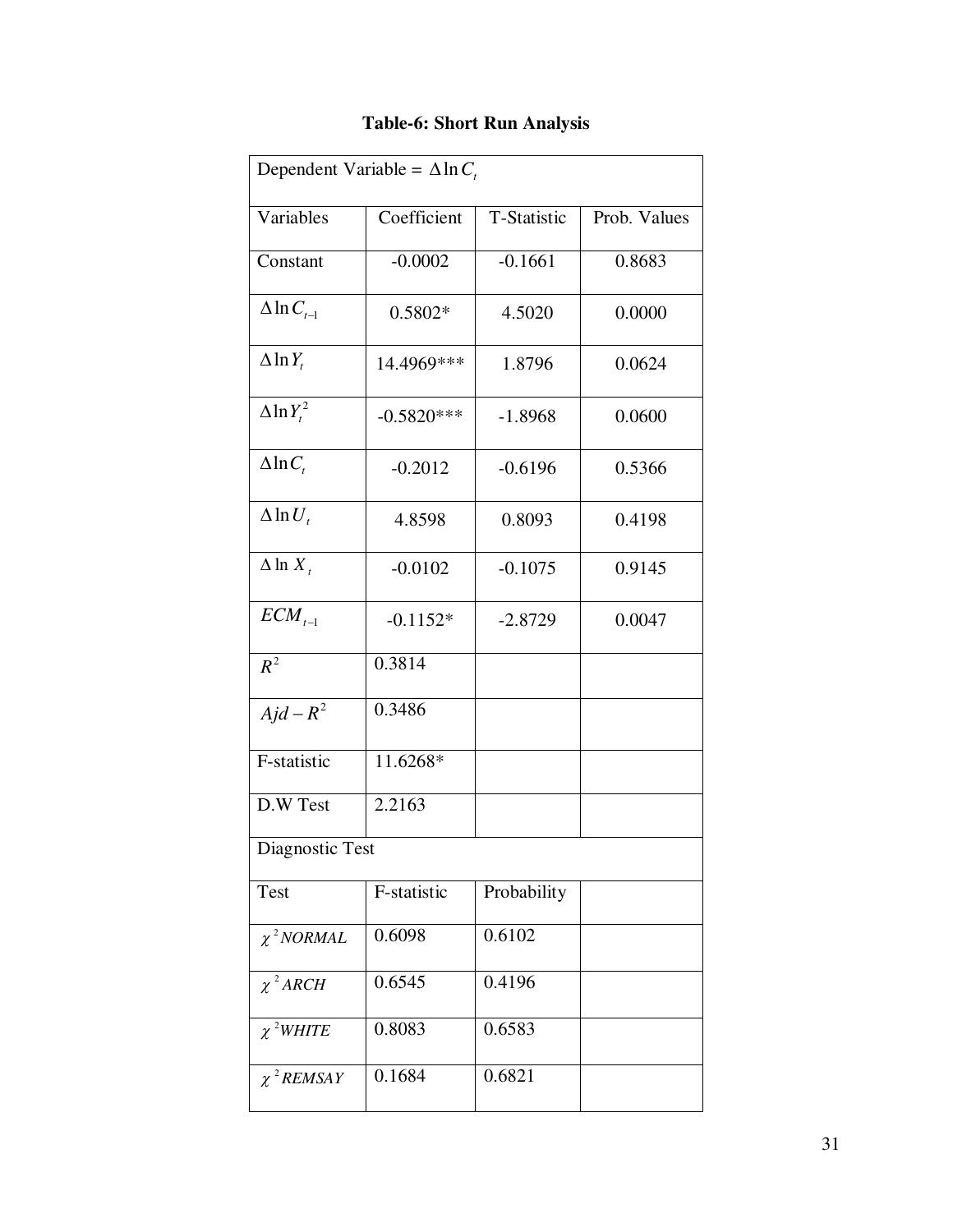**Table-6: Short Run Analysis**

| Dependent Variable = $\Delta \ln C_t$ | | | |
|---|---|---|---|
| Variables | Coefficient | T-Statistic | Prob. Values |
| Constant | -0.0002 | -0.1661 | 0.8683 |
| $\Delta \ln C_{t-1}$ | 0.5802* | 4.5020 | 0.0000 |
| $\Delta \ln Y_t$ | 14.4969*** | 1.8796 | 0.0624 |
| $\Delta \ln Y_t^2$ | -0.5820*** | -1.8968 | 0.0600 |
| $\Delta \ln C_t$ | -0.2012 | -0.6196 | 0.5366 |
| $\Delta \ln U_t$ | 4.8598 | 0.8093 | 0.4198 |
| $\Delta \ln X_t$ | -0.0102 | -0.1075 | 0.9145 |
| $ECM_{t-1}$ | -0.1152* | -2.8729 | 0.0047 |
| $R^2$ | 0.3814 | | |
| $Ajd-R^2$ | 0.3486 | | |
| F-statistic | 11.6268* | | |
| D.W Test | 2.2163 | | |
| Diagnostic Test | | | |
| Test | F-statistic | Probability | |
| $\chi^2 NORMAL$ | 0.6098 | 0.6102 | |
| $\chi^2 ARCH$ | 0.6545 | 0.4196 | |
| $\chi^2 WHITE$ | 0.8083 | 0.6583 | |
| $\chi^2 REMSAY$ | 0.1684 | 0.6821 | |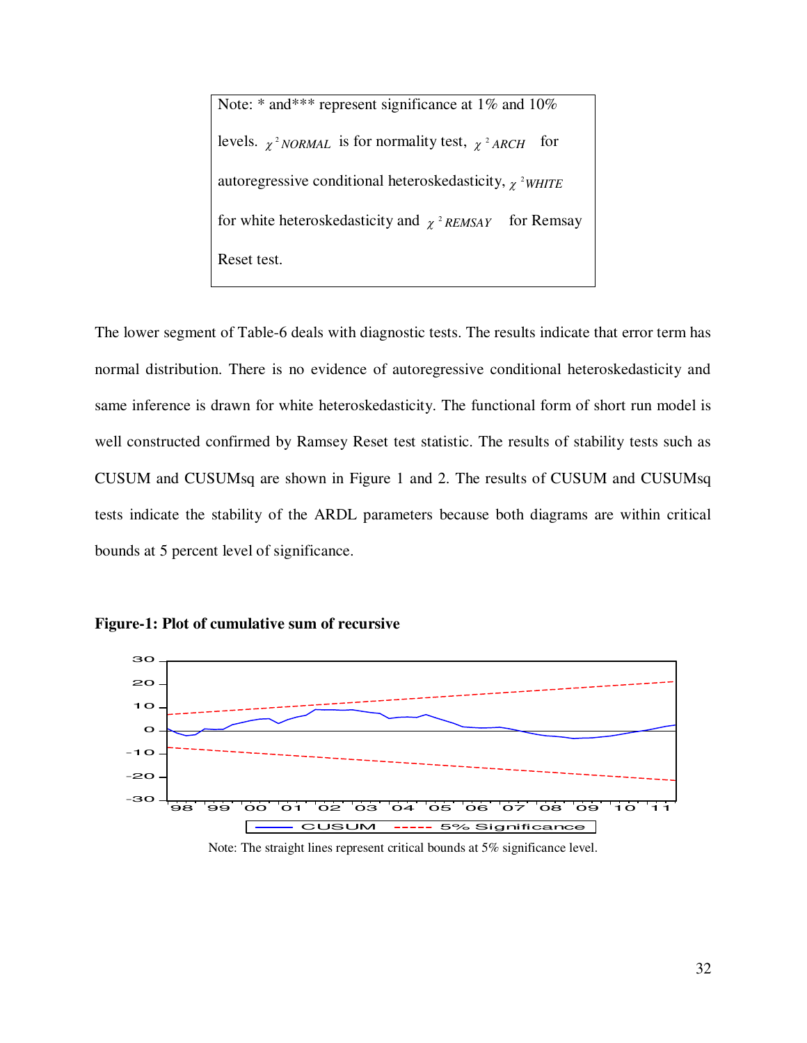Note: * and*** represent significance at 1% and 10% levels. $\chi^2 NORMAL$ is for normality test, $\chi^2 ARCH$ for autoregressive conditional heteroskedasticity, $\chi^2 WHITE$ for white heteroskedasticity and $\chi^2 REMSAY$ for Remsay Reset test.

The lower segment of Table-6 deals with diagnostic tests. The results indicate that error term has normal distribution. There is no evidence of autoregressive conditional heteroskedasticity and same inference is drawn for white heteroskedasticity. The functional form of short run model is well constructed confirmed by Ramsey Reset test statistic. The results of stability tests such as CUSUM and CUSUMsq are shown in Figure 1 and 2. The results of CUSUM and CUSUMsq tests indicate the stability of the ARDL parameters because both diagrams are within critical bounds at 5 percent level of significance.

**Figure-1: Plot of cumulative sum of recursive**

Note: The straight lines represent critical bounds at 5% significance level.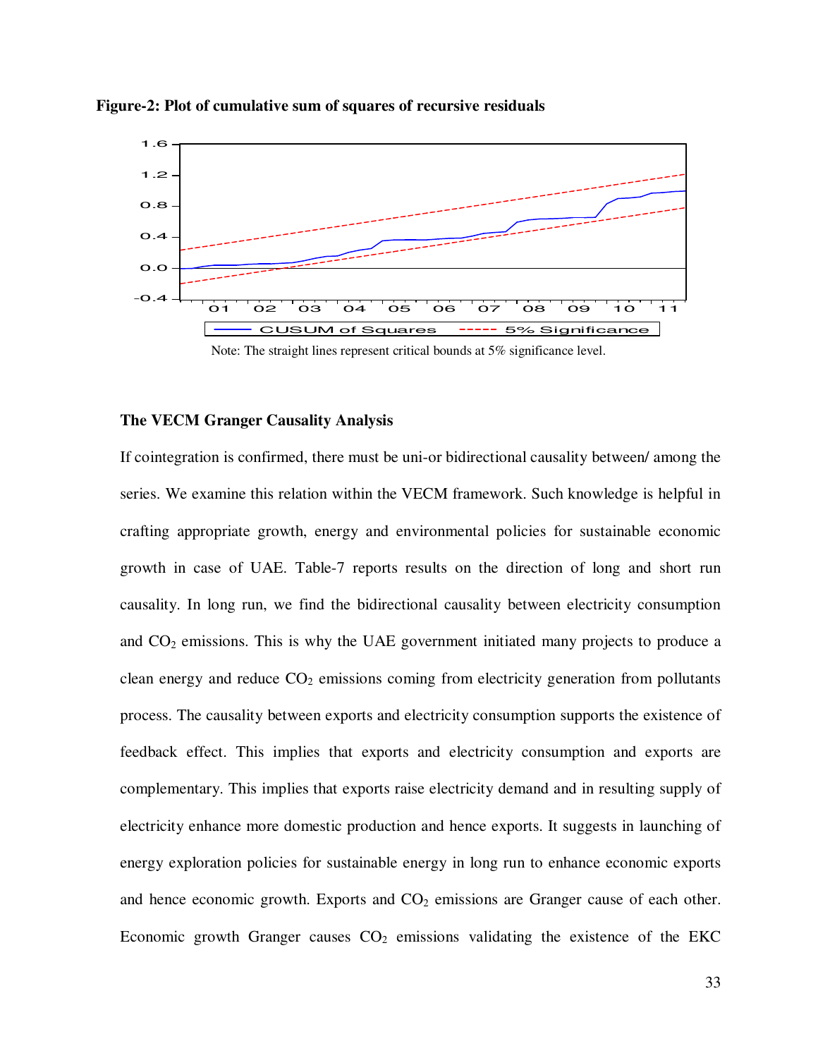**Figure-2: Plot of cumulative sum of squares of recursive residuals**

Note: The straight lines represent critical bounds at 5% significance level.

### The VECM Granger Causality Analysis

If cointegration is confirmed, there must be uni-or bidirectional causality between/ among the series. We examine this relation within the VECM framework. Such knowledge is helpful in crafting appropriate growth, energy and environmental policies for sustainable economic growth in case of UAE. Table-7 reports results on the direction of long and short run causality. In long run, we find the bidirectional causality between electricity consumption and $CO_2$ emissions. This is why the UAE government initiated many projects to produce a clean energy and reduce $CO_2$ emissions coming from electricity generation from pollutants process. The causality between exports and electricity consumption supports the existence of feedback effect. This implies that exports and electricity consumption and exports are complementary. This implies that exports raise electricity demand and in resulting supply of electricity enhance more domestic production and hence exports. It suggests in launching of energy exploration policies for sustainable energy in long run to enhance economic exports and hence economic growth. Exports and $CO_2$ emissions are Granger cause of each other. Economic growth Granger causes $CO_2$ emissions validating the existence of the EKC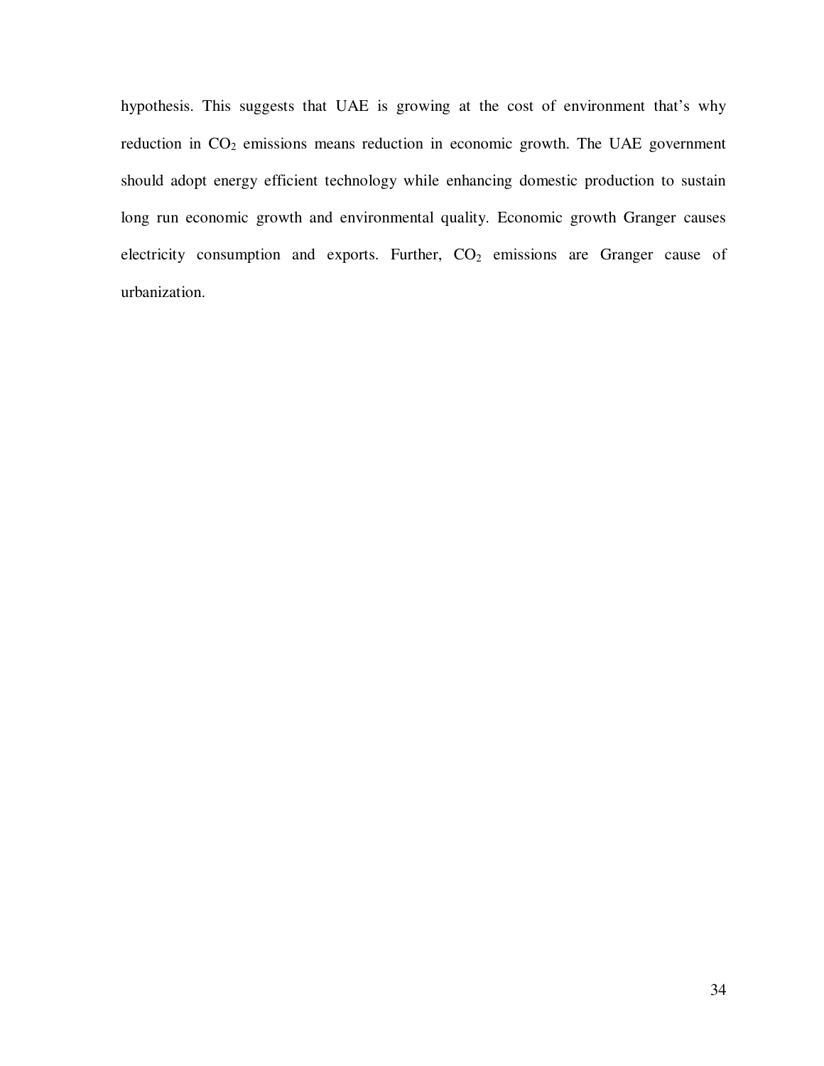hypothesis. This suggests that UAE is growing at the cost of environment that's why reduction in $CO_2$ emissions means reduction in economic growth. The UAE government should adopt energy efficient technology while enhancing domestic production to sustain long run economic growth and environmental quality. Economic growth Granger causes electricity consumption and exports. Further, $CO_2$ emissions are Granger cause of urbanization.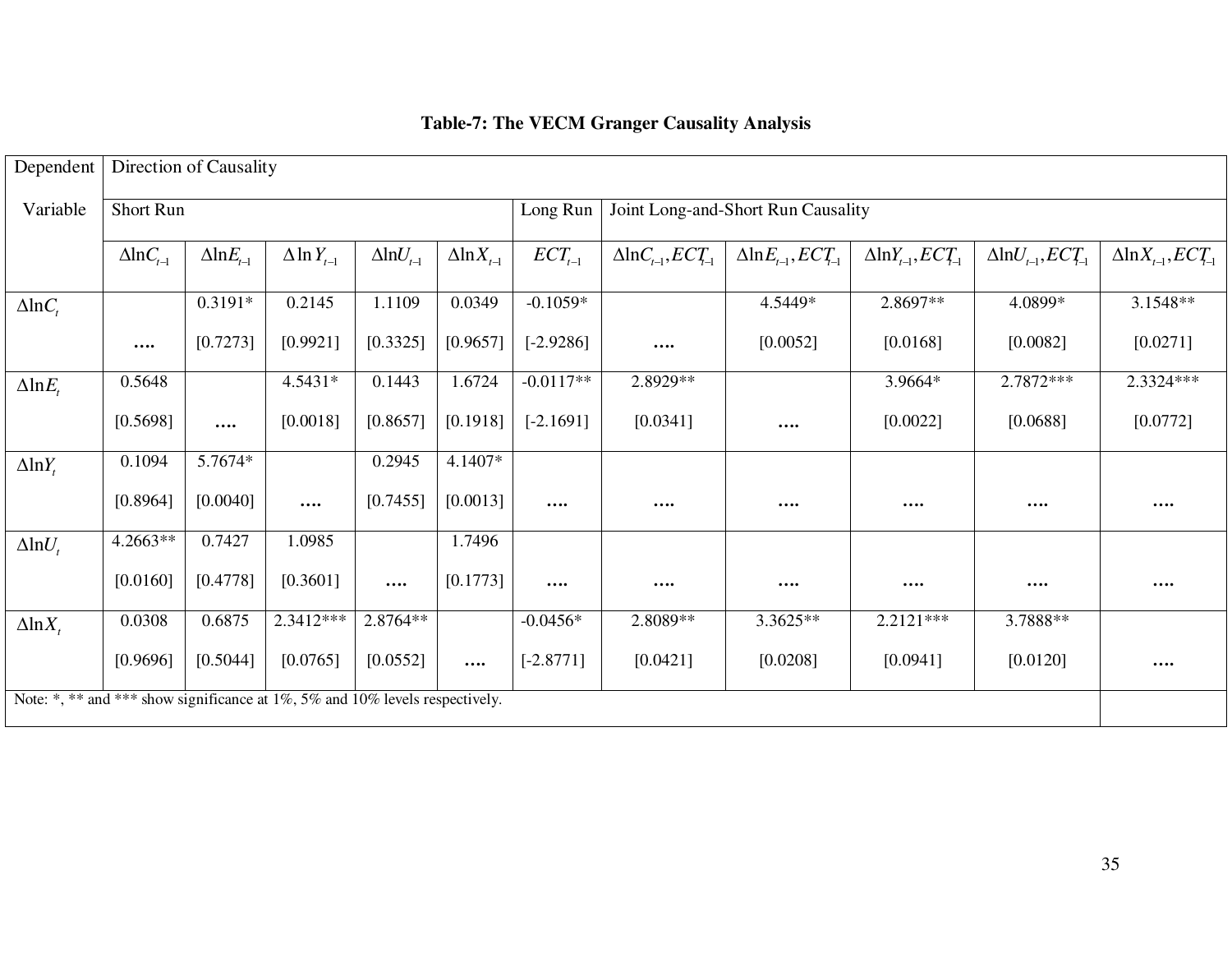**Table-7: The VECM Granger Causality Analysis**

| Dependent Variable | Direction of Causality | | | | | | | | | | |
|---|---|---|---|---|---|---|---|---|---|---|---|
| | Short Run | | | | | Long Run | Joint Long-and-Short Run Causality | | | | |
| | $\Delta \ln C_{t-1}$ | $\Delta \ln E_{t-1}$ | $\Delta \ln Y_{t-1}$ | $\Delta \ln U_{t-1}$ | $\Delta \ln X_{t-1}$ | $ECT_{t-1}$ | $\Delta \ln C_{t-1}, ECT_{t-1}$ | $\Delta \ln E_{t-1}, ECT_{t-1}$ | $\Delta \ln Y_{t-1}, ECT_{t-1}$ | $\Delta \ln U_{t-1}, ECT_{t-1}$ | $\Delta \ln X_{t-1}, ECT_{t-1}$ |
| $\Delta \ln C_t$ | …. | 0.3191* [0.7273] | 0.2145 [0.9921] | 1.1109 [0.3325] | 0.0349 [0.9657] | -0.1059* [-2.9286] | …. | 4.5449* [0.0052] | 2.8697** [0.0168] | 4.0899* [0.0082] | 3.1548** [0.0271] |
| $\Delta \ln E_t$ | 0.5648 [0.5698] | …. | 4.5431* [0.0018] | 0.1443 [0.8657] | 1.6724 [0.1918] | -0.0117** [-2.1691] | 2.8929** [0.0341] | …. | 3.9664* [0.0022] | 2.7872*** [0.0688] | 2.3324*** [0.0772] |
| $\Delta \ln Y_t$ | 0.1094 [0.8964] | 5.7674* [0.0040] | …. | 0.2945 [0.7455] | 4.1407* [0.0013] | …. | …. | …. | …. | …. | …. |
| $\Delta \ln U_t$ | 4.2663** [0.0160] | 0.7427 [0.4778] | 1.0985 [0.3601] | …. | 1.7496 [0.1773] | …. | …. | …. | …. | …. | …. |
| $\Delta \ln X_t$ | 0.0308 [0.9696] | 0.6875 [0.5044] | 2.3412*** [0.0765] | 2.8764** [0.0552] | …. | -0.0456* [-2.8771] | 2.8089** [0.0421] | 3.3625** [0.0208] | 2.2121*** [0.0941] | 3.7888** [0.0120] | …. |

Note: *, ** and *** show significance at 1%, 5% and 10% levels respectively.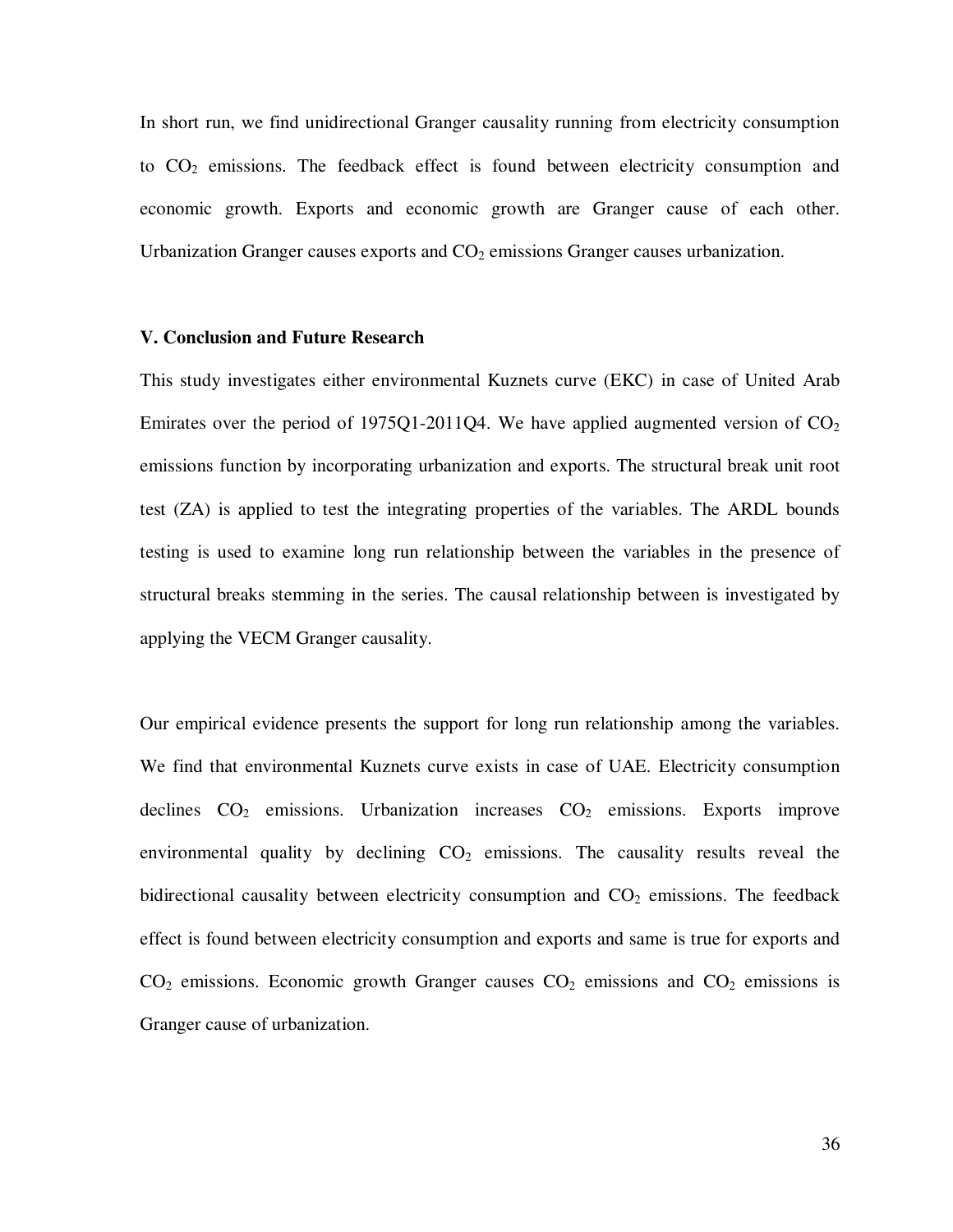In short run, we find unidirectional Granger causality running from electricity consumption to $CO_2$ emissions. The feedback effect is found between electricity consumption and economic growth. Exports and economic growth are Granger cause of each other. Urbanization Granger causes exports and $CO_2$ emissions Granger causes urbanization.

### V. Conclusion and Future Research

This study investigates either environmental Kuznets curve (EKC) in case of United Arab Emirates over the period of 1975Q1-2011Q4. We have applied augmented version of $CO_2$ emissions function by incorporating urbanization and exports. The structural break unit root test (ZA) is applied to test the integrating properties of the variables. The ARDL bounds testing is used to examine long run relationship between the variables in the presence of structural breaks stemming in the series. The causal relationship between is investigated by applying the VECM Granger causality.

Our empirical evidence presents the support for long run relationship among the variables. We find that environmental Kuznets curve exists in case of UAE. Electricity consumption declines $CO_2$ emissions. Urbanization increases $CO_2$ emissions. Exports improve environmental quality by declining $CO_2$ emissions. The causality results reveal the bidirectional causality between electricity consumption and $CO_2$ emissions. The feedback effect is found between electricity consumption and exports and same is true for exports and $CO_2$ emissions. Economic growth Granger causes $CO_2$ emissions and $CO_2$ emissions is Granger cause of urbanization.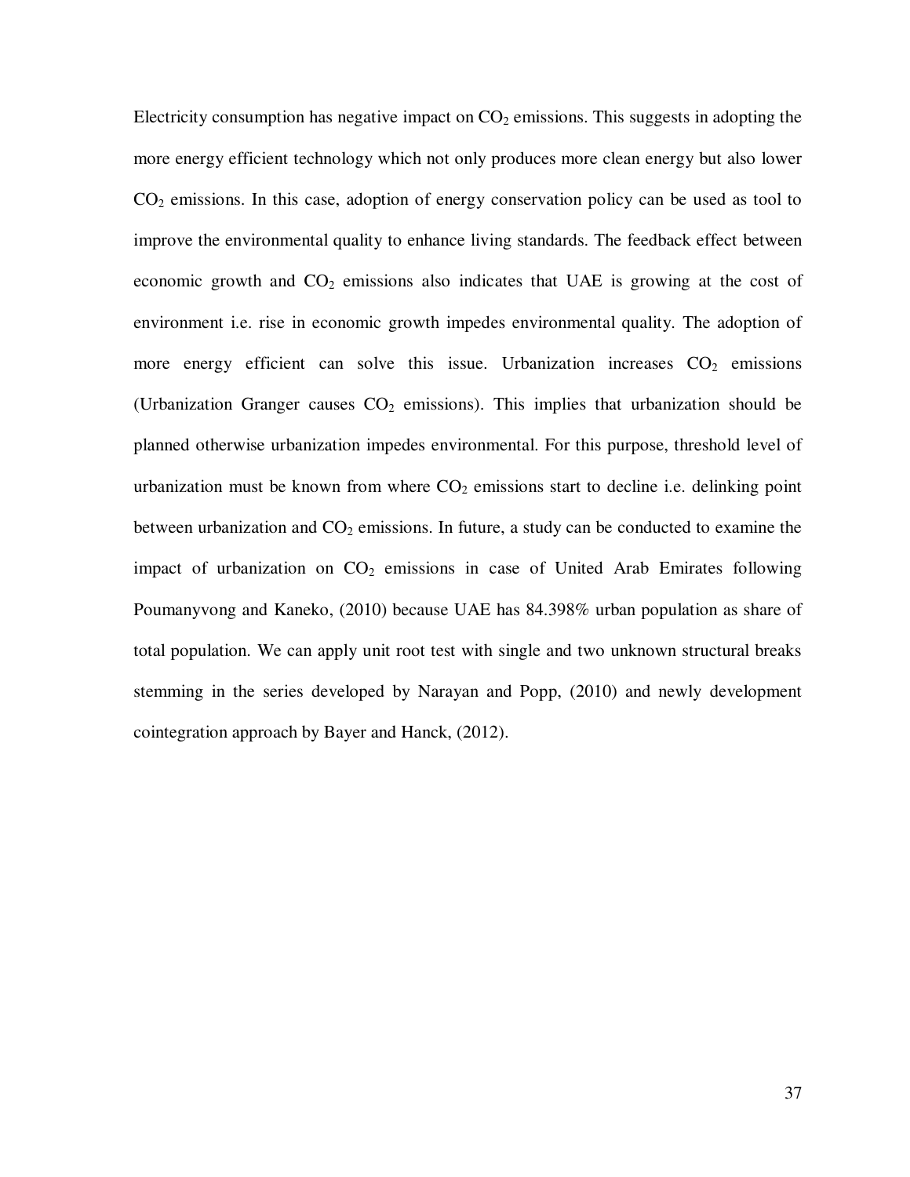Electricity consumption has negative impact on $CO_2$ emissions. This suggests in adopting the more energy efficient technology which not only produces more clean energy but also lower $CO_2$ emissions. In this case, adoption of energy conservation policy can be used as tool to improve the environmental quality to enhance living standards. The feedback effect between economic growth and $CO_2$ emissions also indicates that UAE is growing at the cost of environment i.e. rise in economic growth impedes environmental quality. The adoption of more energy efficient can solve this issue. Urbanization increases $CO_2$ emissions (Urbanization Granger causes $CO_2$ emissions). This implies that urbanization should be planned otherwise urbanization impedes environmental. For this purpose, threshold level of urbanization must be known from where $CO_2$ emissions start to decline i.e. delinking point between urbanization and $CO_2$ emissions. In future, a study can be conducted to examine the impact of urbanization on $CO_2$ emissions in case of United Arab Emirates following Poumanyvong and Kaneko, (2010) because UAE has 84.398% urban population as share of total population. We can apply unit root test with single and two unknown structural breaks stemming in the series developed by Narayan and Popp, (2010) and newly development cointegration approach by Bayer and Hanck, (2012).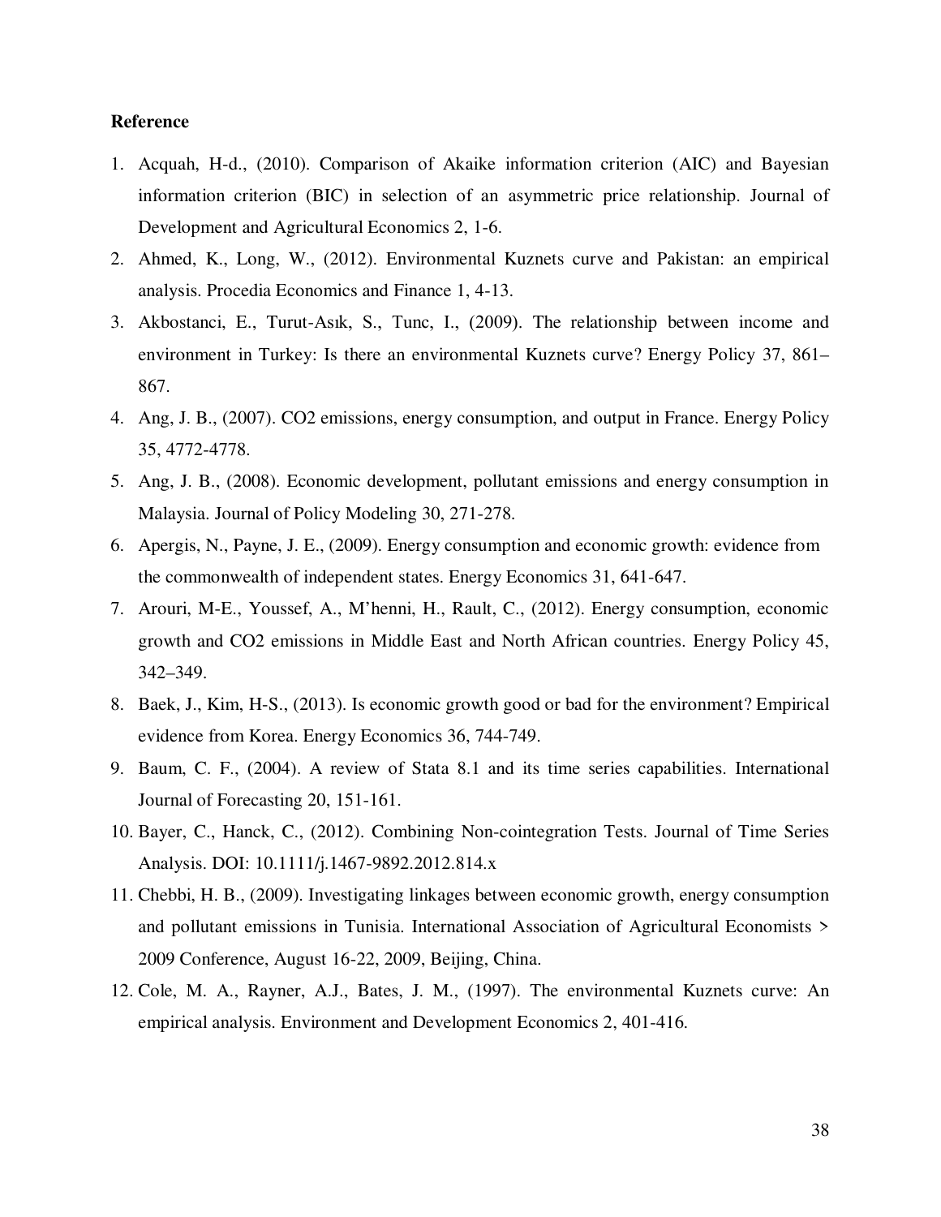**Reference**

1. Acquah, H-d., (2010). Comparison of Akaike information criterion (AIC) and Bayesian information criterion (BIC) in selection of an asymmetric price relationship. Journal of Development and Agricultural Economics 2, 1-6.
2. Ahmed, K., Long, W., (2012). Environmental Kuznets curve and Pakistan: an empirical analysis. Procedia Economics and Finance 1, 4-13.
3. Akbostanci, E., Turut-Asık, S., Tunc, I., (2009). The relationship between income and environment in Turkey: Is there an environmental Kuznets curve? Energy Policy 37, 861–867.
4. Ang, J. B., (2007). CO2 emissions, energy consumption, and output in France. Energy Policy 35, 4772-4778.
5. Ang, J. B., (2008). Economic development, pollutant emissions and energy consumption in Malaysia. Journal of Policy Modeling 30, 271-278.
6. Apergis, N., Payne, J. E., (2009). Energy consumption and economic growth: evidence from the commonwealth of independent states. Energy Economics 31, 641-647.
7. Arouri, M-E., Youssef, A., M'henni, H., Rault, C., (2012). Energy consumption, economic growth and CO2 emissions in Middle East and North African countries. Energy Policy 45, 342–349.
8. Baek, J., Kim, H-S., (2013). Is economic growth good or bad for the environment? Empirical evidence from Korea. Energy Economics 36, 744-749.
9. Baum, C. F., (2004). A review of Stata 8.1 and its time series capabilities. International Journal of Forecasting 20, 151-161.
10. Bayer, C., Hanck, C., (2012). Combining Non-cointegration Tests. Journal of Time Series Analysis. DOI: 10.1111/j.1467-9892.2012.814.x
11. Chebbi, H. B., (2009). Investigating linkages between economic growth, energy consumption and pollutant emissions in Tunisia. International Association of Agricultural Economists > 2009 Conference, August 16-22, 2009, Beijing, China.
12. Cole, M. A., Rayner, A.J., Bates, J. M., (1997). The environmental Kuznets curve: An empirical analysis. Environment and Development Economics 2, 401-416.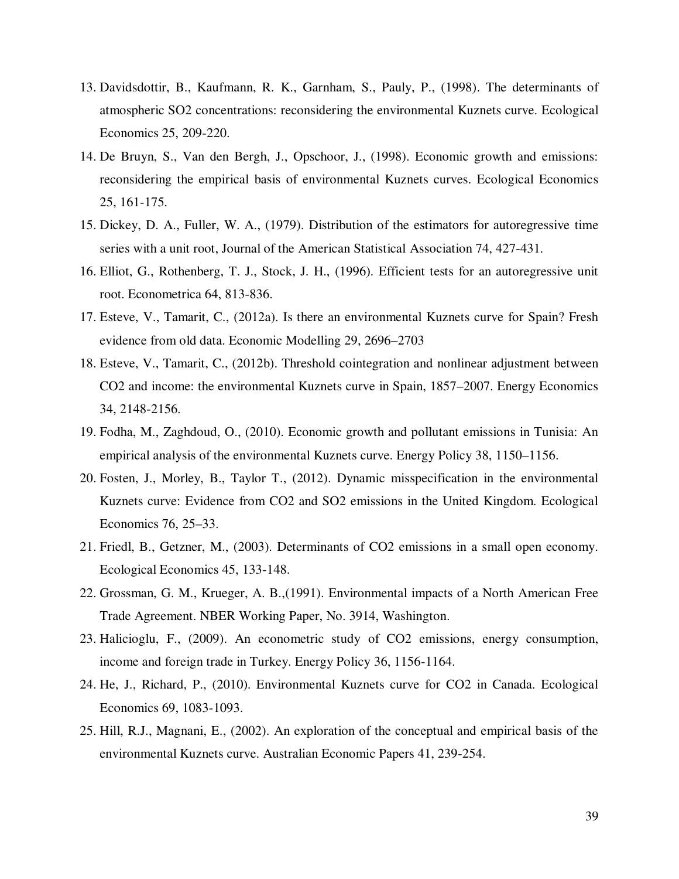13. Davidsdottir, B., Kaufmann, R. K., Garnham, S., Pauly, P., (1998). The determinants of atmospheric $SO_2$ concentrations: reconsidering the environmental Kuznets curve. Ecological Economics 25, 209-220.
14. De Bruyn, S., Van den Bergh, J., Opschoor, J., (1998). Economic growth and emissions: reconsidering the empirical basis of environmental Kuznets curves. Ecological Economics 25, 161-175.
15. Dickey, D. A., Fuller, W. A., (1979). Distribution of the estimators for autoregressive time series with a unit root, Journal of the American Statistical Association 74, 427-431.
16. Elliot, G., Rothenberg, T. J., Stock, J. H., (1996). Efficient tests for an autoregressive unit root. Econometrica 64, 813-836.
17. Esteve, V., Tamarit, C., (2012a). Is there an environmental Kuznets curve for Spain? Fresh evidence from old data. Economic Modelling 29, 2696–2703
18. Esteve, V., Tamarit, C., (2012b). Threshold cointegration and nonlinear adjustment between $CO_2$ and income: the environmental Kuznets curve in Spain, 1857–2007. Energy Economics 34, 2148-2156.
19. Fodha, M., Zaghdoud, O., (2010). Economic growth and pollutant emissions in Tunisia: An empirical analysis of the environmental Kuznets curve. Energy Policy 38, 1150–1156.
20. Fosten, J., Morley, B., Taylor T., (2012). Dynamic misspecification in the environmental Kuznets curve: Evidence from $CO_2$ and $SO_2$ emissions in the United Kingdom. Ecological Economics 76, 25–33.
21. Friedl, B., Getzner, M., (2003). Determinants of $CO_2$ emissions in a small open economy. Ecological Economics 45, 133-148.
22. Grossman, G. M., Krueger, A. B.,(1991). Environmental impacts of a North American Free Trade Agreement. NBER Working Paper, No. 3914, Washington.
23. Halicioglu, F., (2009). An econometric study of $CO_2$ emissions, energy consumption, income and foreign trade in Turkey. Energy Policy 36, 1156-1164.
24. He, J., Richard, P., (2010). Environmental Kuznets curve for $CO_2$ in Canada. Ecological Economics 69, 1083-1093.
25. Hill, R.J., Magnani, E., (2002). An exploration of the conceptual and empirical basis of the environmental Kuznets curve. Australian Economic Papers 41, 239-254.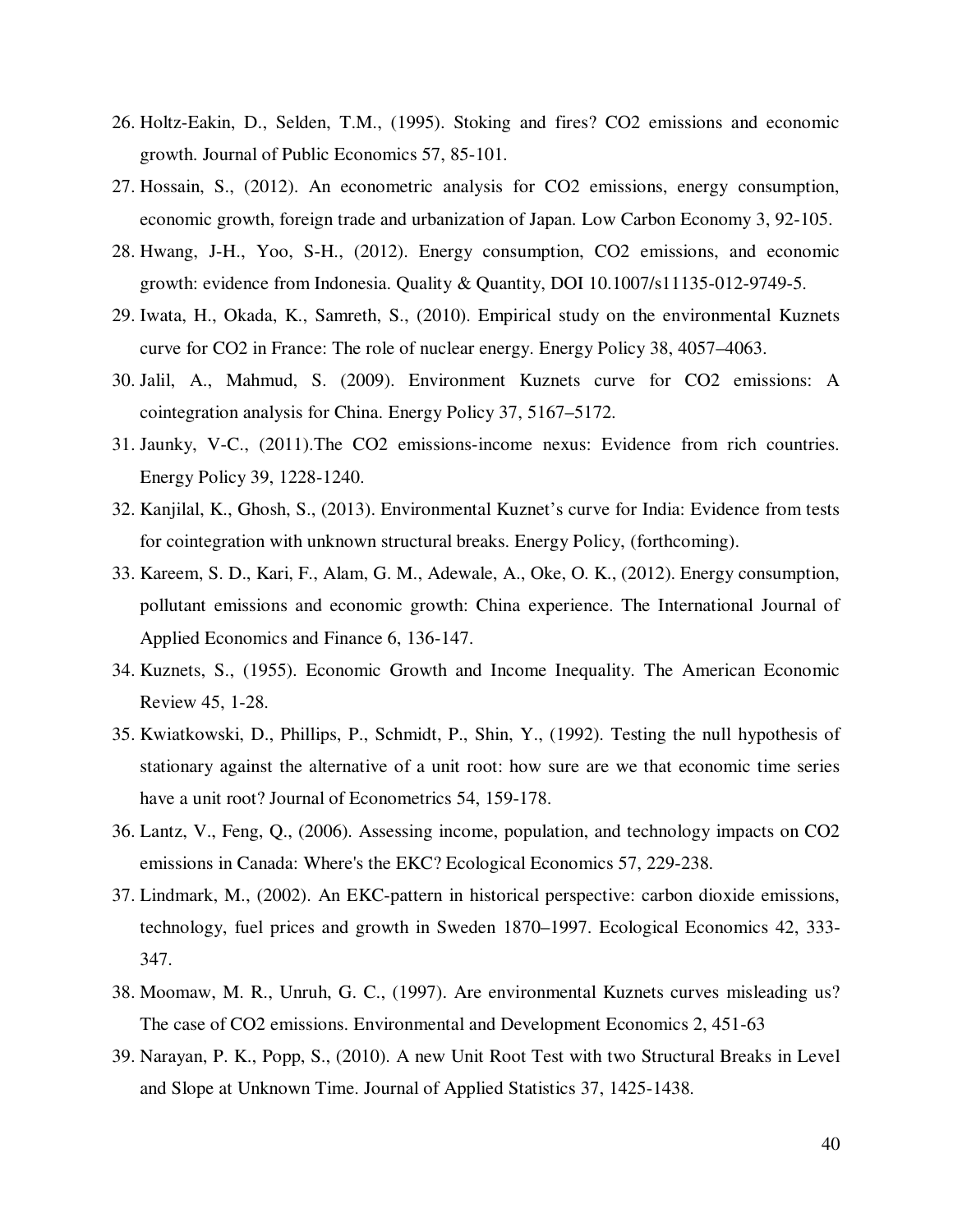26. Holtz-Eakin, D., Selden, T.M., (1995). Stoking and fires? $CO_2$ emissions and economic growth. Journal of Public Economics 57, 85-101.
27. Hossain, S., (2012). An econometric analysis for $CO_2$ emissions, energy consumption, economic growth, foreign trade and urbanization of Japan. Low Carbon Economy 3, 92-105.
28. Hwang, J-H., Yoo, S-H., (2012). Energy consumption, $CO_2$ emissions, and economic growth: evidence from Indonesia. Quality & Quantity, DOI 10.1007/s11135-012-9749-5.
29. Iwata, H., Okada, K., Samreth, S., (2010). Empirical study on the environmental Kuznets curve for $CO_2$ in France: The role of nuclear energy. Energy Policy 38, 4057–4063.
30. Jalil, A., Mahmud, S. (2009). Environment Kuznets curve for $CO_2$ emissions: A cointegration analysis for China. Energy Policy 37, 5167–5172.
31. Jaunky, V-C., (2011).The $CO_2$ emissions-income nexus: Evidence from rich countries. Energy Policy 39, 1228-1240.
32. Kanjilal, K., Ghosh, S., (2013). Environmental Kuznet's curve for India: Evidence from tests for cointegration with unknown structural breaks. Energy Policy, (forthcoming).
33. Kareem, S. D., Kari, F., Alam, G. M., Adewale, A., Oke, O. K., (2012). Energy consumption, pollutant emissions and economic growth: China experience. The International Journal of Applied Economics and Finance 6, 136-147.
34. Kuznets, S., (1955). Economic Growth and Income Inequality. The American Economic Review 45, 1-28.
35. Kwiatkowski, D., Phillips, P., Schmidt, P., Shin, Y., (1992). Testing the null hypothesis of stationary against the alternative of a unit root: how sure are we that economic time series have a unit root? Journal of Econometrics 54, 159-178.
36. Lantz, V., Feng, Q., (2006). Assessing income, population, and technology impacts on $CO_2$ emissions in Canada: Where's the EKC? Ecological Economics 57, 229-238.
37. Lindmark, M., (2002). An EKC-pattern in historical perspective: carbon dioxide emissions, technology, fuel prices and growth in Sweden 1870–1997. Ecological Economics 42, 333-347.
38. Moomaw, M. R., Unruh, G. C., (1997). Are environmental Kuznets curves misleading us? The case of $CO_2$ emissions. Environmental and Development Economics 2, 451-63
39. Narayan, P. K., Popp, S., (2010). A new Unit Root Test with two Structural Breaks in Level and Slope at Unknown Time. Journal of Applied Statistics 37, 1425-1438.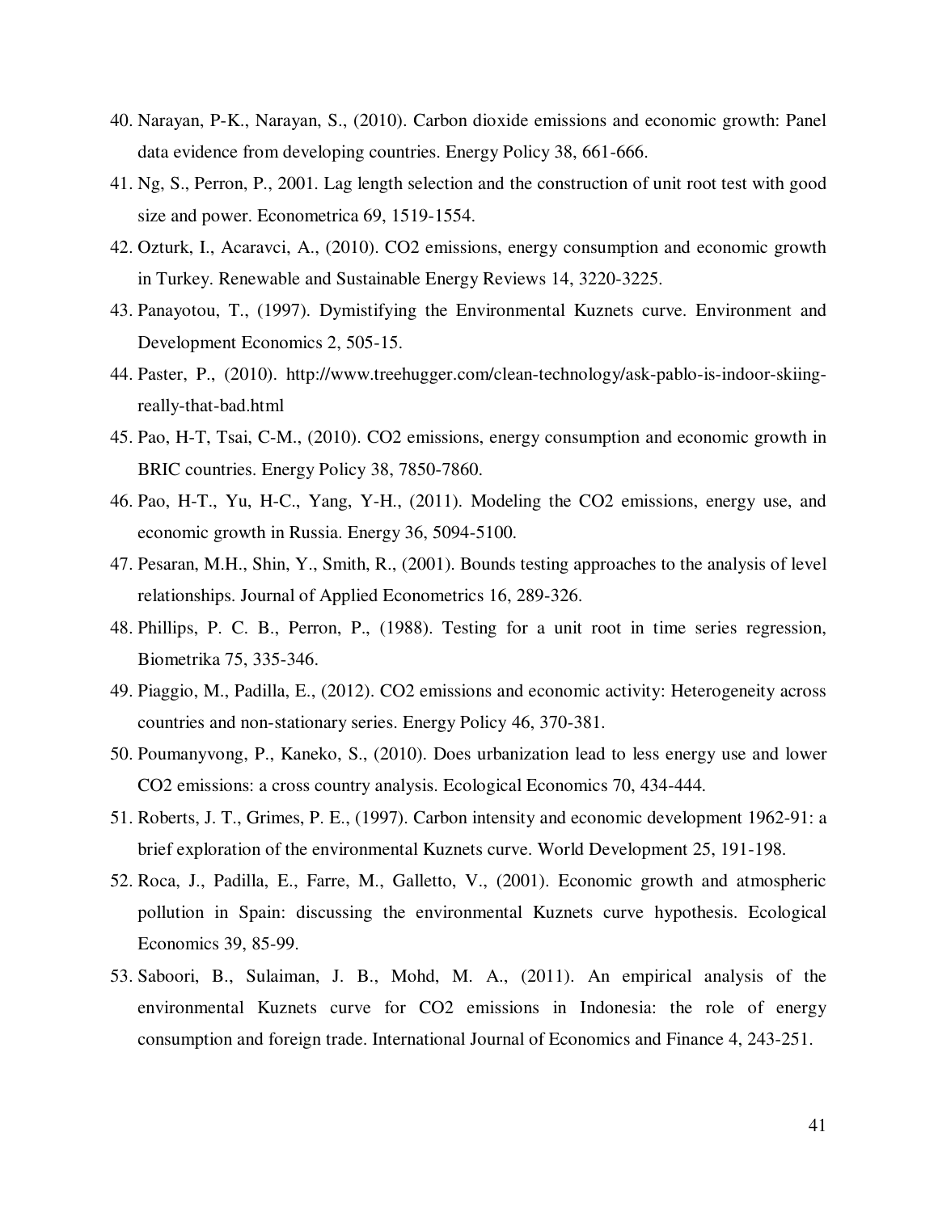40. Narayan, P-K., Narayan, S., (2010). Carbon dioxide emissions and economic growth: Panel data evidence from developing countries. Energy Policy 38, 661-666.
41. Ng, S., Perron, P., 2001. Lag length selection and the construction of unit root test with good size and power. Econometrica 69, 1519-1554.
42. Ozturk, I., Acaravci, A., (2010). CO2 emissions, energy consumption and economic growth in Turkey. Renewable and Sustainable Energy Reviews 14, 3220-3225.
43. Panayotou, T., (1997). Dymistifying the Environmental Kuznets curve. Environment and Development Economics 2, 505-15.
44. Paster, P., (2010). http://www.treehugger.com/clean-technology/ask-pablo-is-indoor-skiing-really-that-bad.html
45. Pao, H-T, Tsai, C-M., (2010). CO2 emissions, energy consumption and economic growth in BRIC countries. Energy Policy 38, 7850-7860.
46. Pao, H-T., Yu, H-C., Yang, Y-H., (2011). Modeling the CO2 emissions, energy use, and economic growth in Russia. Energy 36, 5094-5100.
47. Pesaran, M.H., Shin, Y., Smith, R., (2001). Bounds testing approaches to the analysis of level relationships. Journal of Applied Econometrics 16, 289-326.
48. Phillips, P. C. B., Perron, P., (1988). Testing for a unit root in time series regression, Biometrika 75, 335-346.
49. Piaggio, M., Padilla, E., (2012). CO2 emissions and economic activity: Heterogeneity across countries and non-stationary series. Energy Policy 46, 370-381.
50. Poumanyvong, P., Kaneko, S., (2010). Does urbanization lead to less energy use and lower CO2 emissions: a cross country analysis. Ecological Economics 70, 434-444.
51. Roberts, J. T., Grimes, P. E., (1997). Carbon intensity and economic development 1962-91: a brief exploration of the environmental Kuznets curve. World Development 25, 191-198.
52. Roca, J., Padilla, E., Farre, M., Galletto, V., (2001). Economic growth and atmospheric pollution in Spain: discussing the environmental Kuznets curve hypothesis. Ecological Economics 39, 85-99.
53. Saboori, B., Sulaiman, J. B., Mohd, M. A., (2011). An empirical analysis of the environmental Kuznets curve for CO2 emissions in Indonesia: the role of energy consumption and foreign trade. International Journal of Economics and Finance 4, 243-251.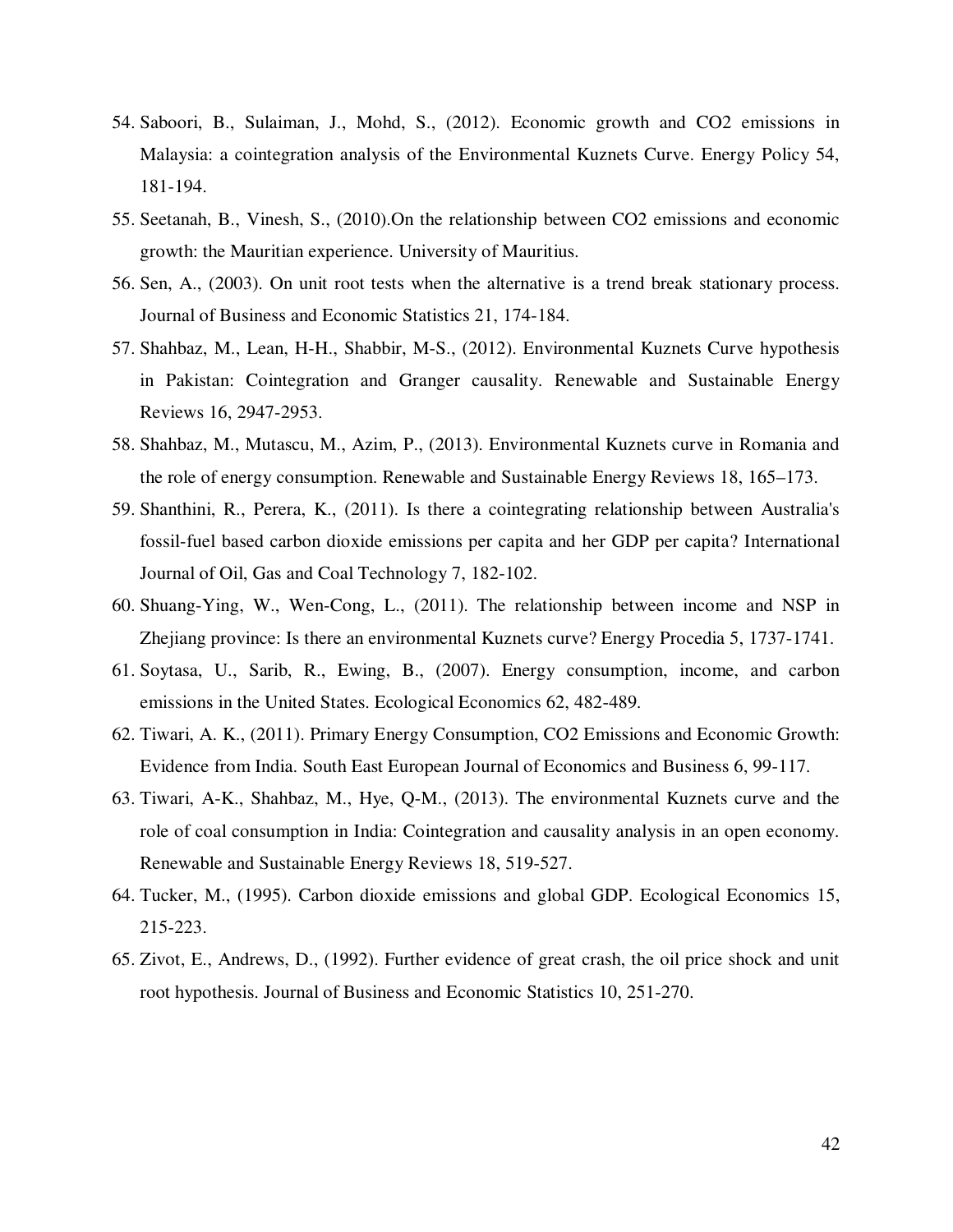54. Saboori, B., Sulaiman, J., Mohd, S., (2012). Economic growth and CO2 emissions in Malaysia: a cointegration analysis of the Environmental Kuznets Curve. Energy Policy 54, 181-194.
55. Seetanah, B., Vinesh, S., (2010).On the relationship between CO2 emissions and economic growth: the Mauritian experience. University of Mauritius.
56. Sen, A., (2003). On unit root tests when the alternative is a trend break stationary process. Journal of Business and Economic Statistics 21, 174-184.
57. Shahbaz, M., Lean, H-H., Shabbir, M-S., (2012). Environmental Kuznets Curve hypothesis in Pakistan: Cointegration and Granger causality. Renewable and Sustainable Energy Reviews 16, 2947-2953.
58. Shahbaz, M., Mutascu, M., Azim, P., (2013). Environmental Kuznets curve in Romania and the role of energy consumption. Renewable and Sustainable Energy Reviews 18, 165–173.
59. Shanthini, R., Perera, K., (2011). Is there a cointegrating relationship between Australia's fossil-fuel based carbon dioxide emissions per capita and her GDP per capita? International Journal of Oil, Gas and Coal Technology 7, 182-102.
60. Shuang-Ying, W., Wen-Cong, L., (2011). The relationship between income and NSP in Zhejiang province: Is there an environmental Kuznets curve? Energy Procedia 5, 1737-1741.
61. Soytasa, U., Sarib, R., Ewing, B., (2007). Energy consumption, income, and carbon emissions in the United States. Ecological Economics 62, 482-489.
62. Tiwari, A. K., (2011). Primary Energy Consumption, CO2 Emissions and Economic Growth: Evidence from India. South East European Journal of Economics and Business 6, 99-117.
63. Tiwari, A-K., Shahbaz, M., Hye, Q-M., (2013). The environmental Kuznets curve and the role of coal consumption in India: Cointegration and causality analysis in an open economy. Renewable and Sustainable Energy Reviews 18, 519-527.
64. Tucker, M., (1995). Carbon dioxide emissions and global GDP. Ecological Economics 15, 215-223.
65. Zivot, E., Andrews, D., (1992). Further evidence of great crash, the oil price shock and unit root hypothesis. Journal of Business and Economic Statistics 10, 251-270.